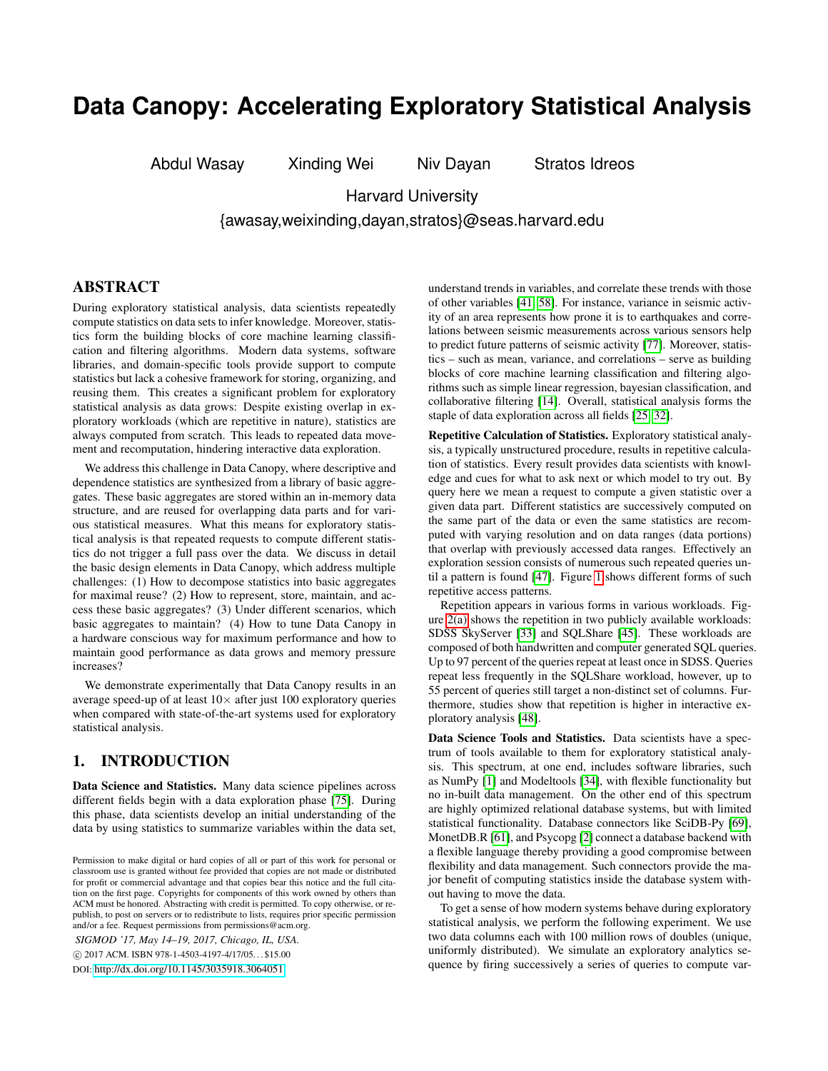# Data Canopy: Accelerating Exploratory Statistical Analysis

Abdul Wasay Xinding Wei Niv Dayan Stratos Idreos

Harvard University

{awasay,weixinding,dayan,stratos}@seas.harvard.edu

## ABSTRACT

During exploratory statistical analysis, data scientists repeatedly compute statistics on data sets to infer knowledge. Moreover, statistics form the building blocks of core machine learning classification and filtering algorithms. Modern data systems, software libraries, and domain-specific tools provide support to compute statistics but lack a cohesive framework for storing, organizing, and reusing them. This creates a significant problem for exploratory statistical analysis as data grows: Despite existing overlap in exploratory workloads (which are repetitive in nature), statistics are always computed from scratch. This leads to repeated data movement and recomputation, hindering interactive data exploration.

We address this challenge in Data Canopy, where descriptive and dependence statistics are synthesized from a library of basic aggregates. These basic aggregates are stored within an in-memory data structure, and are reused for overlapping data parts and for various statistical measures. What this means for exploratory statistical analysis is that repeated requests to compute different statistics do not trigger a full pass over the data. We discuss in detail the basic design elements in Data Canopy, which address multiple challenges: (1) How to decompose statistics into basic aggregates for maximal reuse? (2) How to represent, store, maintain, and access these basic aggregates? (3) Under different scenarios, which basic aggregates to maintain? (4) How to tune Data Canopy in a hardware conscious way for maximum performance and how to maintain good performance as data grows and memory pressure increases?

We demonstrate experimentally that Data Canopy results in an average speed-up of at least 10× after just 100 exploratory queries when compared with state-of-the-art systems used for exploratory statistical analysis.

## 1. INTRODUCTION

**Data Science and Statistics.** Many data science pipelines across different fields begin with a data exploration phase [75]. During this phase, data scientists develop an initial understanding of the data by using statistics to summarize variables within the data set, understand trends in variables, and correlate these trends with those of other variables [41, 58]. For instance, variance in seismic activity of an area represents how prone it is to earthquakes and correlations between seismic measurements across various sensors help to predict future patterns of seismic activity [77]. Moreover, statistics – such as mean, variance, and correlations – serve as building blocks of core machine learning classification and filtering algorithms such as simple linear regression, bayesian classification, and collaborative filtering [14]. Overall, statistical analysis forms the staple of data exploration across all fields [25, 32].

**Repetitive Calculation of Statistics.** Exploratory statistical analysis, a typically unstructured procedure, results in repetitive calculation of statistics. Every result provides data scientists with knowledge and cues for what to ask next or which model to try out. By query here we mean a request to compute a given statistic over a given data part. Different statistics are successively computed on the same part of the data or even the same statistics are recomputed with varying resolution and on data ranges (data portions) that overlap with previously accessed data ranges. Effectively an exploration session consists of numerous such repeated queries until a pattern is found [47]. Figure 1 shows different forms of such repetitive access patterns.

Repetition appears in various forms in various workloads. Figure 2(a) shows the repetition in two publicly available workloads: SDSS SkyServer [33] and SQLShare [45]. These workloads are composed of both handwritten and computer generated SQL queries. Up to 97 percent of the queries repeat at least once in SDSS. Queries repeat less frequently in the SQLShare workload, however, up to 55 percent of queries still target a non-distinct set of columns. Furthermore, studies show that repetition is higher in interactive exploratory analysis [48].

**Data Science Tools and Statistics.** Data scientists have a spectrum of tools available to them for exploratory statistical analysis. This spectrum, at one end, includes software libraries, such as NumPy [1] and Modeltools [34], with flexible functionality but no in-built data management. On the other end of this spectrum are highly optimized relational database systems, but with limited statistical functionality. Database connectors like SciDB-Py [69], MonetDB.R [61], and Psycopg [2] connect a database backend with a flexible language thereby providing a good compromise between flexibility and data management. Such connectors provide the major benefit of computing statistics inside the database system without having to move the data.

To get a sense of how modern systems behave during exploratory statistical analysis, we perform the following experiment. We use two data columns each with 100 million rows of doubles (unique, uniformly distributed). We simulate an exploratory analytics sequence by firing successively a series of queries to compute var-

Permission to make digital or hard copies of all or part of this work for personal or classroom use is granted without fee provided that copies are not made or distributed for profit or commercial advantage and that copies bear this notice and the full citation on the first page. Copyrights for components of this work owned by others than ACM must be honored. Abstracting with credit is permitted. To copy otherwise, or republish, to post on servers or to redistribute to lists, requires prior specific permission and/or a fee. Request permissions from permissions@acm.org.

*SIGMOD '17, May 14–19, 2017, Chicago, IL, USA.*
© 2017 ACM. ISBN 978-1-4503-4197-4/17/05...$15.00
DOI: http://dx.doi.org/10.1145/3035918.3064051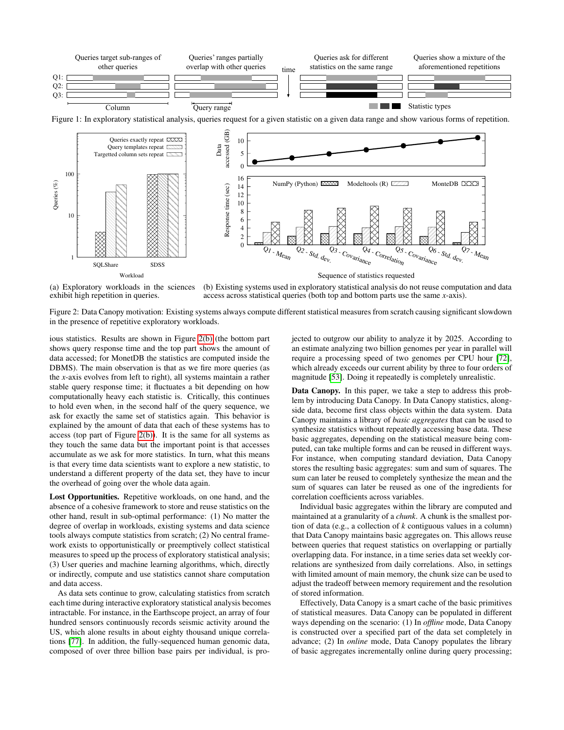Figure 1: In exploratory statistical analysis, queries request for a given statistic on a given data range and show various forms of repetition.

(a) Exploratory workloads in the sciences exhibit high repetition in queries.

(b) Existing systems used in exploratory statistical analysis do not reuse computation and data access across statistical queries (both top and bottom parts use the same *x*-axis).

Figure 2: Data Canopy motivation: Existing systems always compute different statistical measures from scratch causing significant slowdown in the presence of repetitive exploratory workloads.

ious statistics. Results are shown in Figure 2(b) (the bottom part shows query response time and the top part shows the amount of data accessed; for MonetDB the statistics are computed inside the DBMS). The main observation is that as we fire more queries (as the *x*-axis evolves from left to right), all systems maintain a rather stable query response time; it fluctuates a bit depending on how computationally heavy each statistic is. Critically, this continues to hold even when, in the second half of the query sequence, we ask for exactly the same set of statistics again. This behavior is explained by the amount of data that each of these systems has to access (top part of Figure 2(b)). It is the same for all systems as they touch the same data but the important point is that accesses accumulate as we ask for more statistics. In turn, what this means is that every time data scientists want to explore a new statistic, to understand a different property of the data set, they have to incur the overhead of going over the whole data again.

**Lost Opportunities.** Repetitive workloads, on one hand, and the absence of a cohesive framework to store and reuse statistics on the other hand, result in sub-optimal performance: (1) No matter the degree of overlap in workloads, existing systems and data science tools always compute statistics from scratch; (2) No central framework exists to opportunistically or preemptively collect statistical measures to speed up the process of exploratory statistical analysis; (3) User queries and machine learning algorithms, which, directly or indirectly, compute and use statistics cannot share computation and data access.

As data sets continue to grow, calculating statistics from scratch each time during interactive exploratory statistical analysis becomes intractable. For instance, in the Earthscope project, an array of four hundred sensors continuously records seismic activity around the US, which alone results in about eighty thousand unique correlations [77]. In addition, the fully-sequenced human genomic data, composed of over three billion base pairs per individual, is projected to outgrow our ability to analyze it by 2025. According to an estimate analyzing two billion genomes per year in parallel will require a processing speed of two genomes per CPU hour [72], which already exceeds our current ability by three to four orders of magnitude [53]. Doing it repeatedly is completely unrealistic.

**Data Canopy.** In this paper, we take a step to address this problem by introducing Data Canopy. In Data Canopy statistics, alongside data, become first class objects within the data system. Data Canopy maintains a library of *basic aggregates* that can be used to synthesize statistics without repeatedly accessing base data. These basic aggregates, depending on the statistical measure being computed, can take multiple forms and can be reused in different ways. For instance, when computing standard deviation, Data Canopy stores the resulting basic aggregates: sum and sum of squares. The sum can later be reused to completely synthesize the mean and the sum of squares can later be reused as one of the ingredients for correlation coefficients across variables.

Individual basic aggregates within the library are computed and maintained at a granularity of a *chunk*. A chunk is the smallest portion of data (e.g., a collection of $k$ contiguous values in a column) that Data Canopy maintains basic aggregates on. This allows reuse between queries that request statistics on overlapping or partially overlapping data. For instance, in a time series data set weekly correlations are synthesized from daily correlations. Also, in settings with limited amount of main memory, the chunk size can be used to adjust the tradeoff between memory requirement and the resolution of stored information.

Effectively, Data Canopy is a smart cache of the basic primitives of statistical measures. Data Canopy can be populated in different ways depending on the scenario: (1) In *offline* mode, Data Canopy is constructed over a specified part of the data set completely in advance; (2) In *online* mode, Data Canopy populates the library of basic aggregates incrementally online during query processing;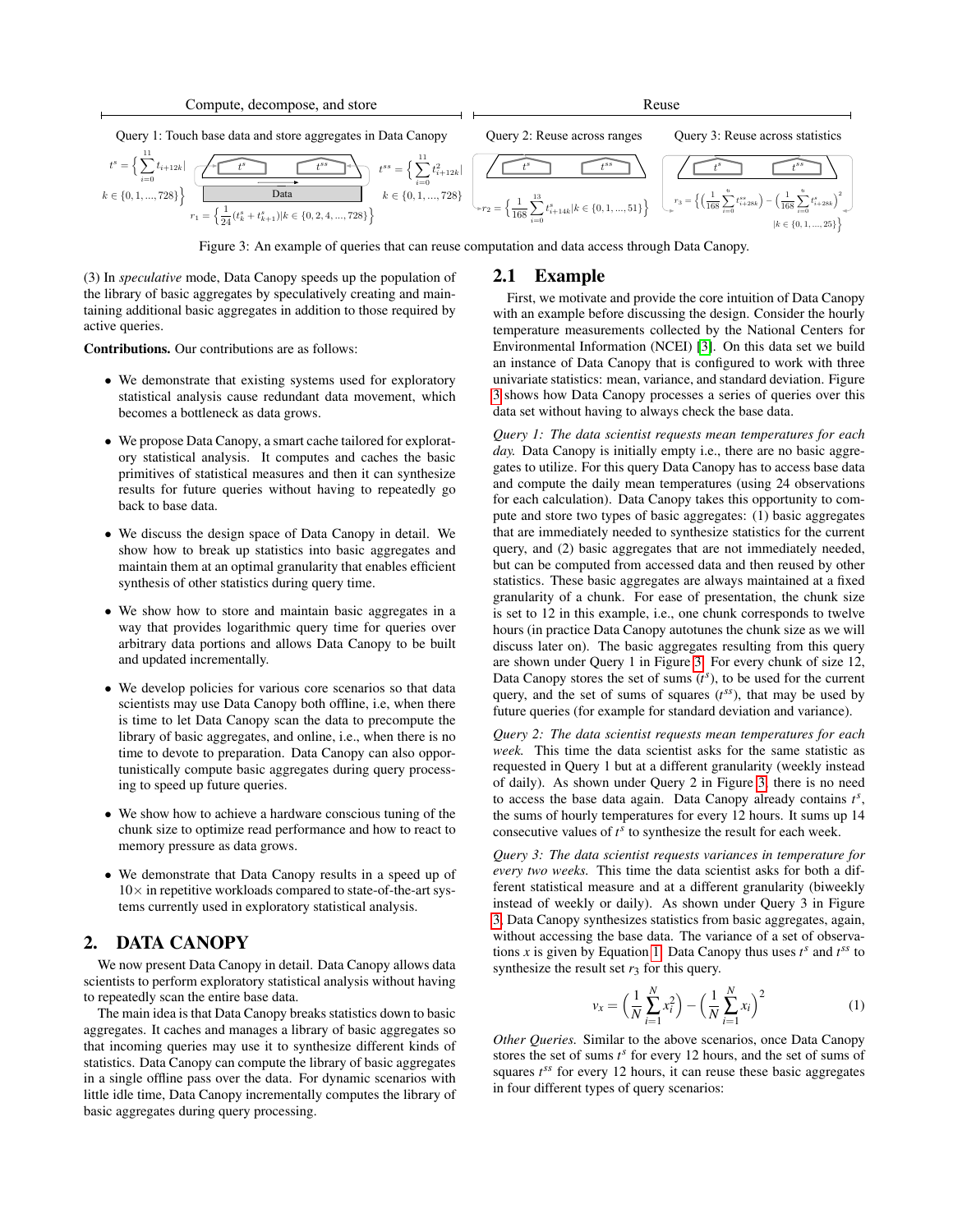Compute, decompose, and store — Reuse

Query 1: Touch base data and store aggregates in Data Canopy — Query 2: Reuse across ranges — Query 3: Reuse across statistics

$t^s = \left\{ \sum_{i=0}^{11} t_{i+12k} | k \in \{0,1,...,728\} \right\}$ $\quad t^{ss} = \left\{ \sum_{i=0}^{11} t^2_{i+12k} | k \in \{0,1,...,728\} \right\}$

$r_1 = \left\{ \frac{1}{24}(t^s_k + t^s_{k+1}) | k \in \{0,2,4,...,728\} \right\}$

$r_2 = \left\{ \frac{1}{168} \sum_{i=0}^{13} t^s_{i+14k} | k \in \{0,1,...,51\} \right\}$

$r_3 = \left\{ \left( \frac{1}{168} \sum_{i=0}^{6} t^{ss}_{i+28k} \right) - \left( \frac{1}{168} \sum_{i=0}^{6} t^s_{i+28k} \right)^2 | k \in \{0,1,...,25\} \right\}$

Figure 3: An example of queries that can reuse computation and data access through Data Canopy.

(3) In *speculative* mode, Data Canopy speeds up the population of the library of basic aggregates by speculatively creating and maintaining additional basic aggregates in addition to those required by active queries.

**Contributions.** Our contributions are as follows:

- We demonstrate that existing systems used for exploratory statistical analysis cause redundant data movement, which becomes a bottleneck as data grows.
- We propose Data Canopy, a smart cache tailored for exploratory statistical analysis. It computes and caches the basic primitives of statistical measures and then it can synthesize results for future queries without having to repeatedly go back to base data.
- We discuss the design space of Data Canopy in detail. We show how to break up statistics into basic aggregates and maintain them at an optimal granularity that enables efficient synthesis of other statistics during query time.
- We show how to store and maintain basic aggregates in a way that provides logarithmic query time for queries over arbitrary data portions and allows Data Canopy to be built and updated incrementally.
- We develop policies for various core scenarios so that data scientists may use Data Canopy both offline, i.e, when there is time to let Data Canopy scan the data to precompute the library of basic aggregates, and online, i.e., when there is no time to devote to preparation. Data Canopy can also opportunistically compute basic aggregates during query processing to speed up future queries.
- We show how to achieve a hardware conscious tuning of the chunk size to optimize read performance and how to react to memory pressure as data grows.
- We demonstrate that Data Canopy results in a speed up of $10\times$ in repetitive workloads compared to state-of-the-art systems currently used in exploratory statistical analysis.

## 2. DATA CANOPY

We now present Data Canopy in detail. Data Canopy allows data scientists to perform exploratory statistical analysis without having to repeatedly scan the entire base data.

The main idea is that Data Canopy breaks statistics down to basic aggregates. It caches and manages a library of basic aggregates so that incoming queries may use it to synthesize different kinds of statistics. Data Canopy can compute the library of basic aggregates in a single offline pass over the data. For dynamic scenarios with little idle time, Data Canopy incrementally computes the library of basic aggregates during query processing.

### 2.1 Example

First, we motivate and provide the core intuition of Data Canopy with an example before discussing the design. Consider the hourly temperature measurements collected by the National Centers for Environmental Information (NCEI) [3]. On this data set we build an instance of Data Canopy that is configured to work with three univariate statistics: mean, variance, and standard deviation. Figure 3 shows how Data Canopy processes a series of queries over this data set without having to always check the base data.

*Query 1: The data scientist requests mean temperatures for each day.* Data Canopy is initially empty i.e., there are no basic aggregates to utilize. For this query Data Canopy has to access base data and compute the daily mean temperatures (using 24 observations for each calculation). Data Canopy takes this opportunity to compute and store two types of basic aggregates: (1) basic aggregates that are immediately needed to synthesize statistics for the current query, and (2) basic aggregates that are not immediately needed, but can be computed from accessed data and then reused by other statistics. These basic aggregates are always maintained at a fixed granularity of a chunk. For ease of presentation, the chunk size is set to 12 in this example, i.e., one chunk corresponds to twelve hours (in practice Data Canopy autotunes the chunk size as we will discuss later on). The basic aggregates resulting from this query are shown under Query 1 in Figure 3. For every chunk of size 12, Data Canopy stores the set of sums ($t^s$), to be used for the current query, and the set of sums of squares ($t^{ss}$), that may be used by future queries (for example for standard deviation and variance).

*Query 2: The data scientist requests mean temperatures for each week.* This time the data scientist asks for the same statistic as requested in Query 1 but at a different granularity (weekly instead of daily). As shown under Query 2 in Figure 3, there is no need to access the base data again. Data Canopy already contains $t^s$, the sums of hourly temperatures for every 12 hours. It sums up 14 consecutive values of $t^s$ to synthesize the result for each week.

*Query 3: The data scientist requests variances in temperature for every two weeks.* This time the data scientist asks for both a different statistical measure and at a different granularity (biweekly instead of weekly or daily). As shown under Query 3 in Figure 3, Data Canopy synthesizes statistics from basic aggregates, again, without accessing the base data. The variance of a set of observations $x$ is given by Equation 1. Data Canopy thus uses $t^s$ and $t^{ss}$ to synthesize the result set $r_3$ for this query.

$$v_x = \left( \frac{1}{N} \sum_{i=1}^{N} x_i^2 \right) - \left( \frac{1}{N} \sum_{i=1}^{N} x_i \right)^2 \quad (1)$$

*Other Queries.* Similar to the above scenarios, once Data Canopy stores the set of sums $t^s$ for every 12 hours, and the set of sums of squares $t^{ss}$ for every 12 hours, it can reuse these basic aggregates in four different types of query scenarios: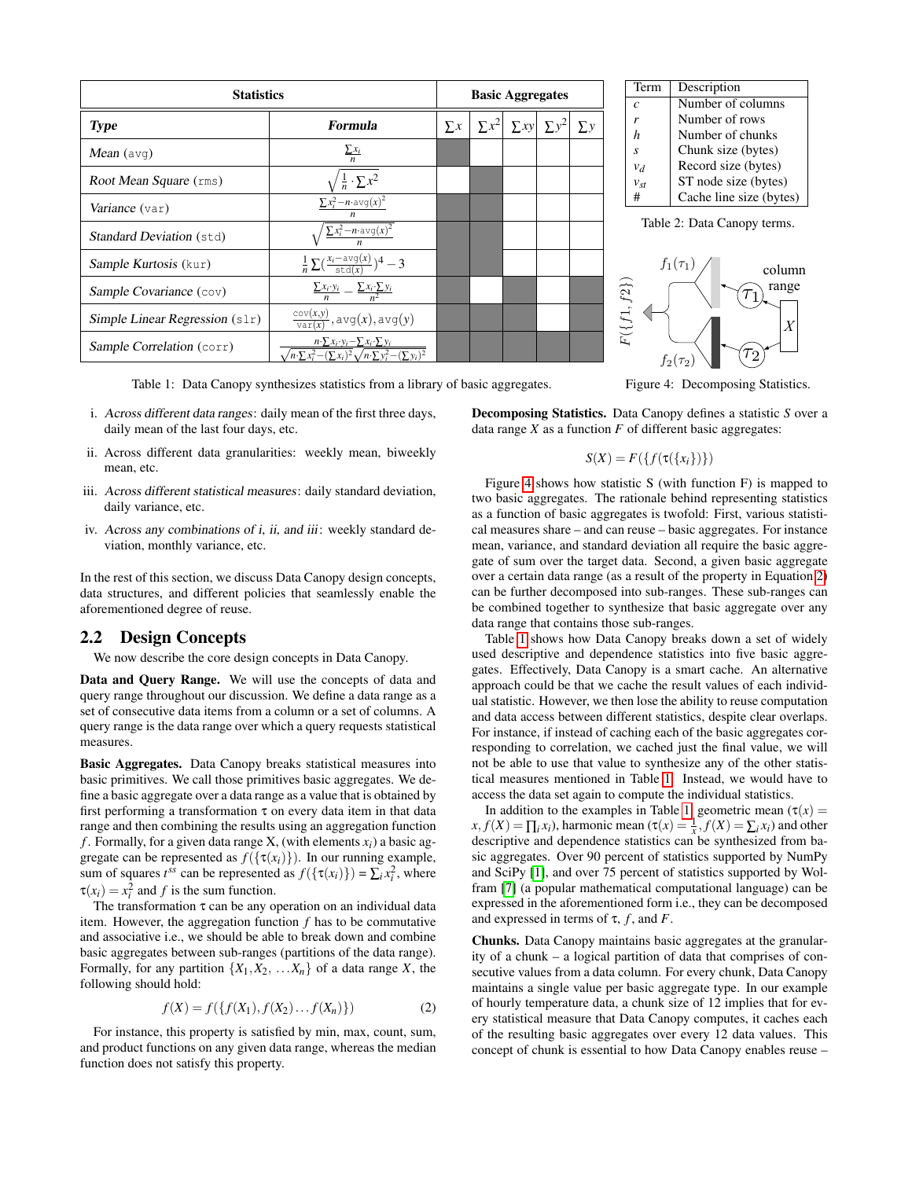| Statistics | | Basic Aggregates | | | | |
|---|---|---|---|---|---|---|
| ***Type*** | ***Formula*** | $\sum x$ | $\sum x^2$ | $\sum xy$ | $\sum y^2$ | $\sum y$ |
| *Mean* (`avg`) | $\frac{\sum x_i}{n}$ | ■ | | | | |
| *Root Mean Square* (`rms`) | $\sqrt{\frac{1}{n} \cdot \sum x^2}$ | | ■ | | | |
| *Variance* (`var`) | $\frac{\sum x_i^2 - n \cdot \texttt{avg}(x)^2}{n}$ | ■ | ■ | | | |
| *Standard Deviation* (`std`) | $\sqrt{\frac{\sum x_i^2 - n \cdot \texttt{avg}(x)^2}{n}}$ | ■ | ■ | | | |
| *Sample Kurtosis* (`kur`) | $\frac{1}{n}\sum(\frac{x_i - \texttt{avg}(x)}{\texttt{std}(x)})^4 - 3$ | ■ | ■ | | | |
| *Sample Covariance* (`cov`) | $\frac{\sum x_i \cdot y_i}{n} - \frac{\sum x_i \sum y_i}{n^2}$ | ■ | | ■ | | ■ |
| *Simple Linear Regression* (`slr`) | $\frac{\texttt{cov}(x,y)}{\texttt{var}(x)}, \texttt{avg}(x), \texttt{avg}(y)$ | ■ | ■ | ■ | | ■ |
| *Sample Correlation* (`corr`) | $\frac{n \cdot \sum x_i \cdot y_i - \sum x_i \cdot \sum y_i}{\sqrt{n \cdot \sum x_i^2 - (\sum x_i)^2}\sqrt{n \cdot \sum y_i^2 - (\sum y_i)^2}}$ | ■ | ■ | ■ | ■ | ■ |

Table 1: Data Canopy synthesizes statistics from a library of basic aggregates.

| Term | Description |
|---|---|
| $c$ | Number of columns |
| $r$ | Number of rows |
| $h$ | Number of chunks |
| $s$ | Chunk size (bytes) |
| $v_d$ | Record size (bytes) |
| $v_{st}$ | ST node size (bytes) |
| # | Cache line size (bytes) |

Table 2: Data Canopy terms.

Figure 4: Decomposing Statistics.

i. *Across different data ranges*: daily mean of the first three days, daily mean of the last four days, etc.

ii. Across different data granularities: weekly mean, biweekly mean, etc.

iii. *Across different statistical measures*: daily standard deviation, daily variance, etc.

iv. *Across any combinations of i, ii, and iii*: weekly standard deviation, monthly variance, etc.

In the rest of this section, we discuss Data Canopy design concepts, data structures, and different policies that seamlessly enable the aforementioned degree of reuse.

## 2.2 Design Concepts

We now describe the core design concepts in Data Canopy.

**Data and Query Range.** We will use the concepts of data and query range throughout our discussion. We define a data range as a set of consecutive data items from a column or a set of columns. A query range is the data range over which a query requests statistical measures.

**Basic Aggregates.** Data Canopy breaks statistical measures into basic primitives. We call those primitives basic aggregates. We define a basic aggregate over a data range as a value that is obtained by first performing a transformation $\tau$ on every data item in that data range and then combining the results using an aggregation function $f$. Formally, for a given data range X, (with elements $x_i$) a basic aggregate can be represented as $f(\{\tau(x_i)\})$. In our running example, sum of squares $t^{ss}$ can be represented as $f(\{\tau(x_i)\}) = \sum_i x_i^2$, where $\tau(x_i) = x_i^2$ and $f$ is the sum function.

The transformation $\tau$ can be any operation on an individual data item. However, the aggregation function $f$ has to be commutative and associative i.e., we should be able to break down and combine basic aggregates between sub-ranges (partitions of the data range). Formally, for any partition $\{X_1, X_2, \ldots X_n\}$ of a data range $X$, the following should hold:

$$f(X) = f(\{f(X_1), f(X_2) \ldots f(X_n)\}) \tag{2}$$

For instance, this property is satisfied by min, max, count, sum, and product functions on any given data range, whereas the median function does not satisfy this property.

**Decomposing Statistics.** Data Canopy defines a statistic $S$ over a data range $X$ as a function $F$ of different basic aggregates:

$$S(X) = F(\{f(\tau(\{x_i\})\})$$

Figure 4 shows how statistic S (with function F) is mapped to two basic aggregates. The rationale behind representing statistics as a function of basic aggregates is twofold: First, various statistical measures share – and can reuse – basic aggregates. For instance mean, variance, and standard deviation all require the basic aggregate of sum over the target data. Second, a given basic aggregate over a certain data range (as a result of the property in Equation 2) can be further decomposed into sub-ranges. These sub-ranges can be combined together to synthesize that basic aggregate over any data range that contains those sub-ranges.

Table 1 shows how Data Canopy breaks down a set of widely used descriptive and dependence statistics into five basic aggregates. Effectively, Data Canopy is a smart cache. An alternative approach could be that we cache the result values of each individual statistic. However, we then lose the ability to reuse computation and data access between different statistics, despite clear overlaps. For instance, if instead of caching each of the basic aggregates corresponding to correlation, we cached just the final value, we will not be able to use that value to synthesize any of the other statistical measures mentioned in Table 1. Instead, we would have to access the data set again to compute the individual statistics.

In addition to the examples in Table 1, geometric mean ($\tau(x) = x, f(X) = \prod_i x_i$), harmonic mean ($\tau(x) = \frac{1}{x}, f(X) = \sum_i x_i$) and other descriptive and dependence statistics can be synthesized from basic aggregates. Over 90 percent of statistics supported by NumPy and SciPy [1], and over 75 percent of statistics supported by Wolfram [7] (a popular mathematical computational language) can be expressed in the aforementioned form i.e., they can be decomposed and expressed in terms of $\tau$, $f$, and $F$.

**Chunks.** Data Canopy maintains basic aggregates at the granularity of a chunk – a logical partition of data that comprises of consecutive values from a data column. For every chunk, Data Canopy maintains a single value per basic aggregate type. In our example of hourly temperature data, a chunk size of 12 implies that for every statistical measure that Data Canopy computes, it caches each of the resulting basic aggregates over every 12 data values. This concept of chunk is essential to how Data Canopy enables reuse –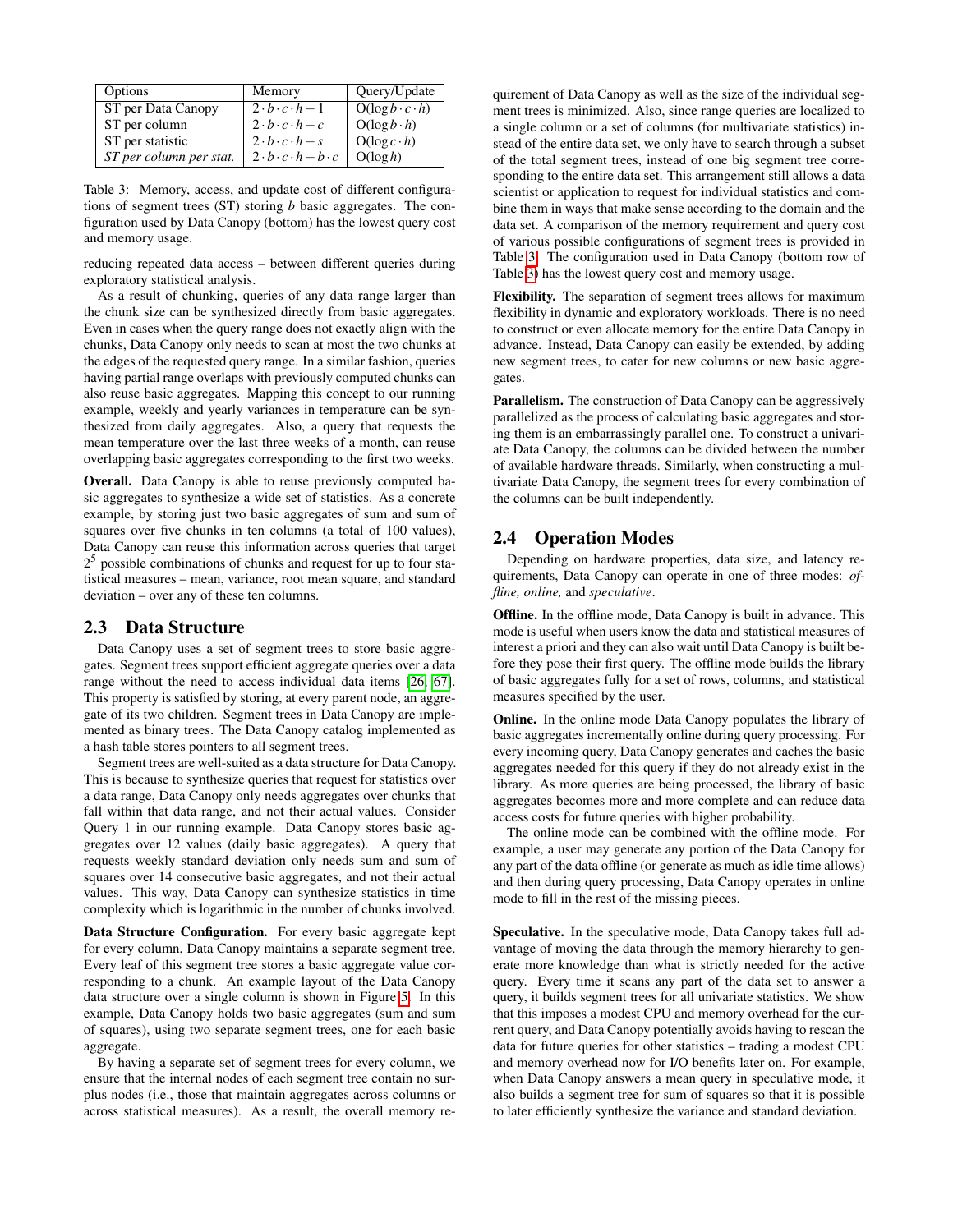| Options | Memory | Query/Update |
|---|---|---|
| ST per Data Canopy | $2 \cdot b \cdot c \cdot h - 1$ | $O(\log b \cdot c \cdot h)$ |
| ST per column | $2 \cdot b \cdot c \cdot h - c$ | $O(\log b \cdot h)$ |
| ST per statistic | $2 \cdot b \cdot c \cdot h - s$ | $O(\log c \cdot h)$ |
| *ST per column per stat.* | $2 \cdot b \cdot c \cdot h - b \cdot c$ | $O(\log h)$ |

Table 3: Memory, access, and update cost of different configurations of segment trees (ST) storing $b$ basic aggregates. The configuration used by Data Canopy (bottom) has the lowest query cost and memory usage.

reducing repeated data access – between different queries during exploratory statistical analysis.

As a result of chunking, queries of any data range larger than the chunk size can be synthesized directly from basic aggregates. Even in cases when the query range does not exactly align with the chunks, Data Canopy only needs to scan at most the two chunks at the edges of the requested query range. In a similar fashion, queries having partial range overlaps with previously computed chunks can also reuse basic aggregates. Mapping this concept to our running example, weekly and yearly variances in temperature can be synthesized from daily aggregates. Also, a query that requests the mean temperature over the last three weeks of a month, can reuse overlapping basic aggregates corresponding to the first two weeks.

**Overall.** Data Canopy is able to reuse previously computed basic aggregates to synthesize a wide set of statistics. As a concrete example, by storing just two basic aggregates of sum and sum of squares over five chunks in ten columns (a total of 100 values), Data Canopy can reuse this information across queries that target $2^5$ possible combinations of chunks and request for up to four statistical measures – mean, variance, root mean square, and standard deviation – over any of these ten columns.

## 2.3 Data Structure

Data Canopy uses a set of segment trees to store basic aggregates. Segment trees support efficient aggregate queries over a data range without the need to access individual data items [26, 67]. This property is satisfied by storing, at every parent node, an aggregate of its two children. Segment trees in Data Canopy are implemented as binary trees. The Data Canopy catalog implemented as a hash table stores pointers to all segment trees.

Segment trees are well-suited as a data structure for Data Canopy. This is because to synthesize queries that request for statistics over a data range, Data Canopy only needs aggregates over chunks that fall within that data range, and not their actual values. Consider Query 1 in our running example. Data Canopy stores basic aggregates over 12 values (daily basic aggregates). A query that requests weekly standard deviation only needs sum and sum of squares over 14 consecutive basic aggregates, and not their actual values. This way, Data Canopy can synthesize statistics in time complexity which is logarithmic in the number of chunks involved.

**Data Structure Configuration.** For every basic aggregate kept for every column, Data Canopy maintains a separate segment tree. Every leaf of this segment tree stores a basic aggregate value corresponding to a chunk. An example layout of the Data Canopy data structure over a single column is shown in Figure 5. In this example, Data Canopy holds two basic aggregates (sum and sum of squares), using two separate segment trees, one for each basic aggregate.

By having a separate set of segment trees for every column, we ensure that the internal nodes of each segment tree contain no surplus nodes (i.e., those that maintain aggregates across columns or across statistical measures). As a result, the overall memory requirement of Data Canopy as well as the size of the individual segment trees is minimized. Also, since range queries are localized to a single column or a set of columns (for multivariate statistics) instead of the entire data set, we only have to search through a subset of the total segment trees, instead of one big segment tree corresponding to the entire data set. This arrangement still allows a data scientist or application to request for individual statistics and combine them in ways that make sense according to the domain and the data set. A comparison of the memory requirement and query cost of various possible configurations of segment trees is provided in Table 3. The configuration used in Data Canopy (bottom row of Table 3) has the lowest query cost and memory usage.

**Flexibility.** The separation of segment trees allows for maximum flexibility in dynamic and exploratory workloads. There is no need to construct or even allocate memory for the entire Data Canopy in advance. Instead, Data Canopy can easily be extended, by adding new segment trees, to cater for new columns or new basic aggregates.

**Parallelism.** The construction of Data Canopy can be aggressively parallelized as the process of calculating basic aggregates and storing them is an embarrassingly parallel one. To construct a univariate Data Canopy, the columns can be divided between the number of available hardware threads. Similarly, when constructing a multivariate Data Canopy, the segment trees for every combination of the columns can be built independently.

## 2.4 Operation Modes

Depending on hardware properties, data size, and latency requirements, Data Canopy can operate in one of three modes: *offline, online,* and *speculative*.

**Offline.** In the offline mode, Data Canopy is built in advance. This mode is useful when users know the data and statistical measures of interest a priori and they can also wait until Data Canopy is built before they pose their first query. The offline mode builds the library of basic aggregates fully for a set of rows, columns, and statistical measures specified by the user.

**Online.** In the online mode Data Canopy populates the library of basic aggregates incrementally online during query processing. For every incoming query, Data Canopy generates and caches the basic aggregates needed for this query if they do not already exist in the library. As more queries are being processed, the library of basic aggregates becomes more and more complete and can reduce data access costs for future queries with higher probability.

The online mode can be combined with the offline mode. For example, a user may generate any portion of the Data Canopy for any part of the data offline (or generate as much as idle time allows) and then during query processing, Data Canopy operates in online mode to fill in the rest of the missing pieces.

**Speculative.** In the speculative mode, Data Canopy takes full advantage of moving the data through the memory hierarchy to generate more knowledge than what is strictly needed for the active query. Every time it scans any part of the data set to answer a query, it builds segment trees for all univariate statistics. We show that this imposes a modest CPU and memory overhead for the current query, and Data Canopy potentially avoids having to rescan the data for future queries for other statistics – trading a modest CPU and memory overhead now for I/O benefits later on. For example, when Data Canopy answers a mean query in speculative mode, it also builds a segment tree for sum of squares so that it is possible to later efficiently synthesize the variance and standard deviation.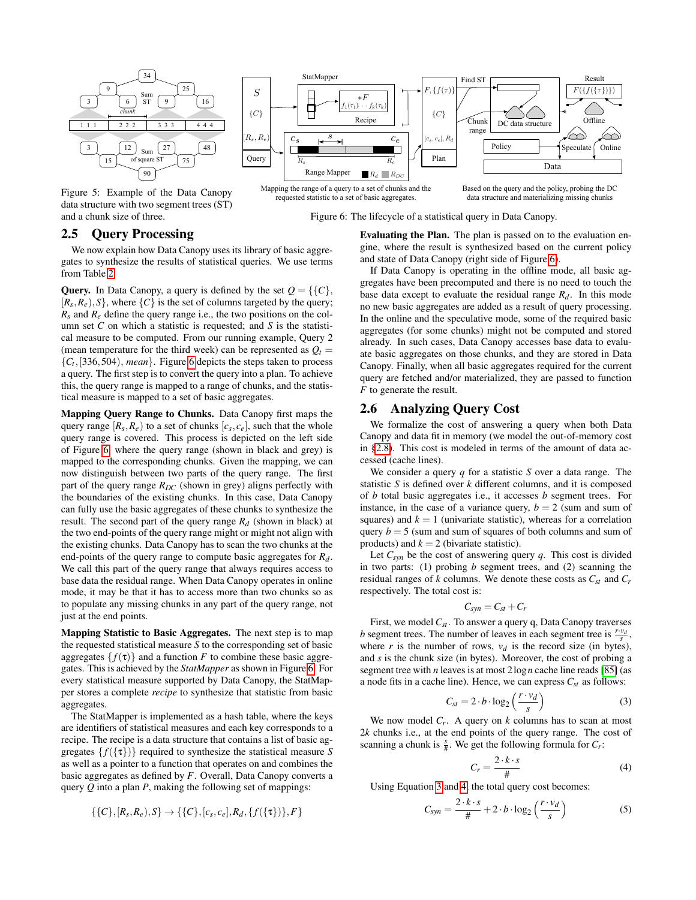Figure 5: Example of the Data Canopy data structure with two segment trees (ST) and a chunk size of three.

Mapping the range of a query to a set of chunks and the requested statistic to a set of basic aggregates.

Based on the query and the policy, probing the DC data structure and materializing missing chunks

Figure 6: The lifecycle of a statistical query in Data Canopy.

## 2.5 Query Processing

We now explain how Data Canopy uses its library of basic aggregates to synthesize the results of statistical queries. We use terms from Table 2.

**Query.** In Data Canopy, a query is defined by the set $Q = \{\{C\}, [R_s, R_e), S\}$, where $\{C\}$ is the set of columns targeted by the query; $R_s$ and $R_e$ define the query range i.e., the two positions on the column set $C$ on which a statistic is requested; and $S$ is the statistical measure to be computed. From our running example, Query 2 (mean temperature for the third week) can be represented as $Q_t = \{C_t, [336, 504), mean\}$. Figure 6 depicts the steps taken to process a query. The first step is to convert the query into a plan. To achieve this, the query range is mapped to a range of chunks, and the statistical measure is mapped to a set of basic aggregates.

**Mapping Query Range to Chunks.** Data Canopy first maps the query range $[R_s, R_e)$ to a set of chunks $[c_s, c_e]$, such that the whole query range is covered. This process is depicted on the left side of Figure 6, where the query range (shown in black and grey) is mapped to the corresponding chunks. Given the mapping, we can now distinguish between two parts of the query range. The first part of the query range $R_{DC}$ (shown in grey) aligns perfectly with the boundaries of the existing chunks. In this case, Data Canopy can fully use the basic aggregates of these chunks to synthesize the result. The second part of the query range $R_d$ (shown in black) at the two end-points of the query range might or might not align with the existing chunks. Data Canopy has to scan the two chunks at the end-points of the query range to compute basic aggregates for $R_d$. We call this part of the query range that always requires access to base data the residual range. When Data Canopy operates in online mode, it may be that it has to access more than two chunks so as to populate any missing chunks in any part of the query range, not just at the end points.

**Mapping Statistic to Basic Aggregates.** The next step is to map the requested statistical measure $S$ to the corresponding set of basic aggregates $\{f(\tau)\}$ and a function $F$ to combine these basic aggregates. This is achieved by the *StatMapper* as shown in Figure 6. For every statistical measure supported by Data Canopy, the StatMapper stores a complete *recipe* to synthesize that statistic from basic aggregates.

The StatMapper is implemented as a hash table, where the keys are identifiers of statistical measures and each key corresponds to a recipe. The recipe is a data structure that contains a list of basic aggregates $\{f(\{\tau\})\}$ required to synthesize the statistical measure $S$ as well as a pointer to a function that operates on and combines the basic aggregates as defined by $F$. Overall, Data Canopy converts a query $Q$ into a plan $P$, making the following set of mappings:

$$\{\{C\}, [R_s, R_e), S\} \rightarrow \{\{C\}, [c_s, c_e], R_d, \{f(\{\tau\})\}, F\}$$

**Evaluating the Plan.** The plan is passed on to the evaluation engine, where the result is synthesized based on the current policy and state of Data Canopy (right side of Figure 6).

If Data Canopy is operating in the offline mode, all basic aggregates have been precomputed and there is no need to touch the base data except to evaluate the residual range $R_d$. In this mode no new basic aggregates are added as a result of query processing. In the online and the speculative mode, some of the required basic aggregates (for some chunks) might not be computed and stored already. In such cases, Data Canopy accesses base data to evaluate basic aggregates on those chunks, and they are stored in Data Canopy. Finally, when all basic aggregates required for the current query are fetched and/or materialized, they are passed on to function $F$ to generate the result.

## 2.6 Analyzing Query Cost

We formalize the cost of answering a query when both Data Canopy and data fit in memory (we model the out-of-memory cost in §2.8). This cost is modeled in terms of the amount of data accessed (cache lines).

We consider a query $q$ for a statistic $S$ over a data range. The statistic $S$ is defined over $k$ different columns, and it is composed of $b$ total basic aggregates i.e., it accesses $b$ segment trees. For instance, in the case of a variance query, $b = 2$ (sum and sum of squares) and $k = 1$ (univariate statistic), whereas for a correlation query $b = 5$ (sum and sum of squares of both columns and sum of products) and $k = 2$ (bivariate statistic).

Let $C_{syn}$ be the cost of answering query $q$. This cost is divided in two parts: (1) probing $b$ segment trees, and (2) scanning the residual ranges of $k$ columns. We denote these costs as $C_{st}$ and $C_r$ respectively. The total cost is:

$$C_{syn} = C_{st} + C_r$$

First, we model $C_{st}$. To answer a query q, Data Canopy traverses $b$ segment trees. The number of leaves in each segment tree is $\frac{r \cdot v_d}{s}$, where $r$ is the number of rows, $v_d$ is the record size (in bytes), and $s$ is the chunk size (in bytes). Moreover, the cost of probing a segment tree with $n$ leaves is at most $2 \log n$ cache line reads [85] (as a node fits in a cache line). Hence, we can express $C_{st}$ as follows:

$$C_{st} = 2 \cdot b \cdot \log_2 \left( \frac{r \cdot v_d}{s} \right) \tag{3}$$

We now model $C_r$. A query on $k$ columns has to scan at most $2k$ chunks i.e., at the end points of the query range. The cost of scanning a chunk is $\frac{s}{\#}$. We get the following formula for $C_r$:

$$C_r = \frac{2 \cdot k \cdot s}{\#} \tag{4}$$

Using Equation 3 and 4, the total query cost becomes:

$$C_{syn} = \frac{2 \cdot k \cdot s}{\#} + 2 \cdot b \cdot \log_2 \left( \frac{r \cdot v_d}{s} \right) \tag{5}$$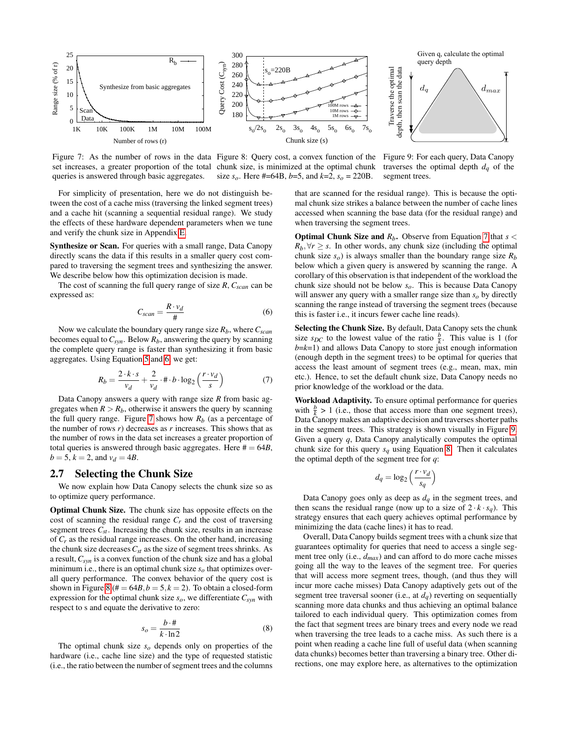Figure 7: As the number of rows in the data set increases, a greater proportion of the total queries is answered through basic aggregates.

Figure 8: Query cost, a convex function of the chunk size, is minimized at the optimal chunk size $s_o$. Here #=64B, $b$=5, and $k$=2, $s_o$ = 220B.

Figure 9: For each query, Data Canopy traverses the optimal depth $d_q$ of the segment trees.

For simplicity of presentation, here we do not distinguish between the cost of a cache miss (traversing the linked segment trees) and a cache hit (scanning a sequential residual range). We study the effects of these hardware dependent parameters when we tune and verify the chunk size in Appendix E.

**Synthesize or Scan.** For queries with a small range, Data Canopy directly scans the data if this results in a smaller query cost compared to traversing the segment trees and synthesizing the answer. We describe below how this optimization decision is made.

The cost of scanning the full query range of size $R$, $C_{scan}$ can be expressed as:

$$C_{scan} = \frac{R \cdot v_d}{\#} \tag{6}$$

Now we calculate the boundary query range size $R_b$, where $C_{scan}$ becomes equal to $C_{syn}$. Below $R_b$, answering the query by scanning the complete query range is faster than synthesizing it from basic aggregates. Using Equation 5 and 6, we get:

$$R_b = \frac{2 \cdot k \cdot s}{v_d} + \frac{2}{v_d} \cdot \# \cdot b \cdot \log_2\left(\frac{r \cdot v_d}{s}\right) \tag{7}$$

Data Canopy answers a query with range size $R$ from basic aggregates when $R > R_b$, otherwise it answers the query by scanning the full query range. Figure 7 shows how $R_b$ (as a percentage of the number of rows $r$) decreases as $r$ increases. This shows that as the number of rows in the data set increases a greater proportion of total queries is answered through basic aggregates. Here $\# = 64B$, $b = 5$, $k = 2$, and $v_d = 4B$.

## 2.7 Selecting the Chunk Size

We now explain how Data Canopy selects the chunk size so as to optimize query performance.

**Optimal Chunk Size.** The chunk size has opposite effects on the cost of scanning the residual range $C_r$ and the cost of traversing segment trees $C_{st}$. Increasing the chunk size, results in an increase of $C_r$ as the residual range increases. On the other hand, increasing the chunk size decreases $C_{st}$ as the size of segment trees shrinks. As a result, $C_{syn}$ is a convex function of the chunk size and has a global minimum i.e., there is an optimal chunk size $s_o$ that optimizes overall query performance. The convex behavior of the query cost is shown in Figure 8 ($\# = 64B, b = 5, k = 2$). To obtain a closed-form expression for the optimal chunk size $s_o$, we differentiate $C_{syn}$ with respect to s and equate the derivative to zero:

$$s_o = \frac{b \cdot \#}{k \cdot \ln 2} \tag{8}$$

The optimal chunk size $s_o$ depends only on properties of the hardware (i.e., cache line size) and the type of requested statistic (i.e., the ratio between the number of segment trees and the columns that are scanned for the residual range). This is because the optimal chunk size strikes a balance between the number of cache lines accessed when scanning the base data (for the residual range) and when traversing the segment trees.

**Optimal Chunk Size and $R_b$.** Observe from Equation 7 that $s < R_b, \forall r \geq s$. In other words, any chunk size (including the optimal chunk size $s_o$) is always smaller than the boundary range size $R_b$ below which a given query is answered by scanning the range. A corollary of this observation is that independent of the workload the chunk size should not be below $s_o$. This is because Data Canopy will answer any query with a smaller range size than $s_o$ by directly scanning the range instead of traversing the segment trees (because this is faster i.e., it incurs fewer cache line reads).

**Selecting the Chunk Size.** By default, Data Canopy sets the chunk size $s_{DC}$ to the lowest value of the ratio $\frac{b}{k}$. This value is 1 (for $b$=$k$=1) and allows Data Canopy to store just enough information (enough depth in the segment trees) to be optimal for queries that access the least amount of segment trees (e.g., mean, max, min etc.). Hence, to set the default chunk size, Data Canopy needs no prior knowledge of the workload or the data.

**Workload Adaptivity.** To ensure optimal performance for queries with $\frac{b}{k} > 1$ (i.e., those that access more than one segment trees), Data Canopy makes an adaptive decision and traverses shorter paths in the segment trees. This strategy is shown visually in Figure 9. Given a query $q$, Data Canopy analytically computes the optimal chunk size for this query $s_q$ using Equation 8. Then it calculates the optimal depth of the segment tree for $q$:

$$d_q = \log_2\left(\frac{r \cdot v_d}{s_q}\right)$$

Data Canopy goes only as deep as $d_q$ in the segment trees, and then scans the residual range (now up to a size of $2 \cdot k \cdot s_q$). This strategy ensures that each query achieves optimal performance by minimizing the data (cache lines) it has to read.

Overall, Data Canopy builds segment trees with a chunk size that guarantees optimality for queries that need to access a single segment tree only (i.e., $d_{max}$) and can afford to do more cache misses going all the way to the leaves of the segment tree. For queries that will access more segment trees, though, (and thus they will incur more cache misses) Data Canopy adaptively gets out of the segment tree traversal sooner (i.e., at $d_q$) reverting on sequentially scanning more data chunks and thus achieving an optimal balance tailored to each individual query. This optimization comes from the fact that segment trees are binary trees and every node we read when traversing the tree leads to a cache miss. As such there is a point when reading a cache line full of useful data (when scanning data chunks) becomes better than traversing a binary tree. Other directions, one may explore here, as alternatives to the optimization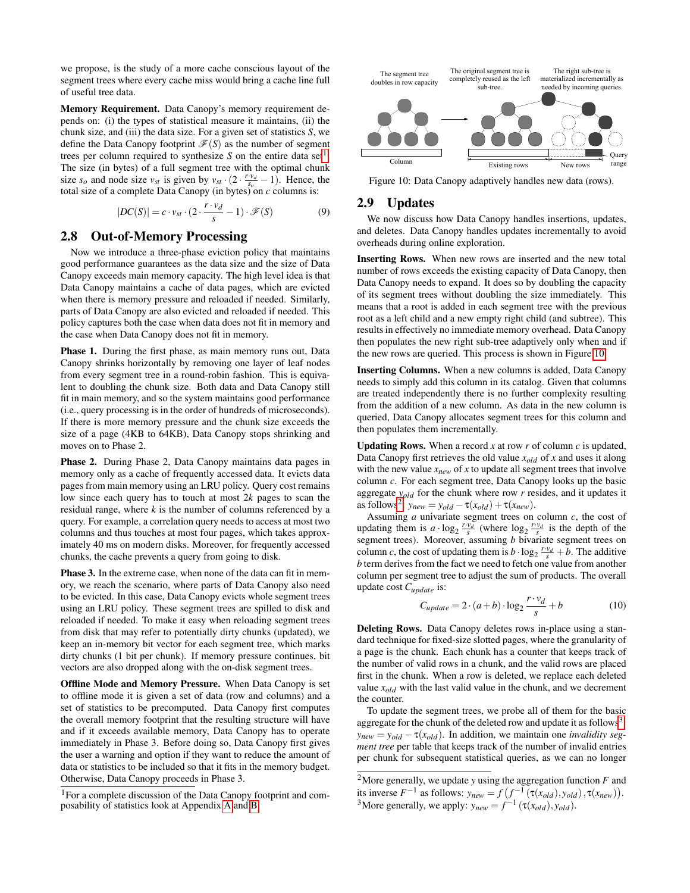we propose, is the study of a more cache conscious layout of the segment trees where every cache miss would bring a cache line full of useful tree data.

**Memory Requirement.** Data Canopy's memory requirement depends on: (i) the types of statistical measure it maintains, (ii) the chunk size, and (iii) the data size. For a given set of statistics $S$, we define the Data Canopy footprint $\mathscr{F}(S)$ as the number of segment trees per column required to synthesize $S$ on the entire data set[1]. The size (in bytes) of a full segment tree with the optimal chunk size $s_o$ and node size $v_{st}$ is given by $v_{st} \cdot (2 \cdot \frac{r \cdot v_d}{s_o} - 1)$. Hence, the total size of a complete Data Canopy (in bytes) on $c$ columns is:

$$|DC(S)| = c \cdot v_{st} \cdot (2 \cdot \frac{r \cdot v_d}{s} - 1) \cdot \mathscr{F}(S) \tag{9}$$

## 2.8 Out-of-Memory Processing

Now we introduce a three-phase eviction policy that maintains good performance guarantees as the data size and the size of Data Canopy exceeds main memory capacity. The high level idea is that Data Canopy maintains a cache of data pages, which are evicted when there is memory pressure and reloaded if needed. Similarly, parts of Data Canopy are also evicted and reloaded if needed. This policy captures both the case when data does not fit in memory and the case when Data Canopy does not fit in memory.

**Phase 1.** During the first phase, as main memory runs out, Data Canopy shrinks horizontally by removing one layer of leaf nodes from every segment tree in a round-robin fashion. This is equivalent to doubling the chunk size. Both data and Data Canopy still fit in main memory, and so the system maintains good performance (i.e., query processing is in the order of hundreds of microseconds). If there is more memory pressure and the chunk size exceeds the size of a page (4KB to 64KB), Data Canopy stops shrinking and moves on to Phase 2.

**Phase 2.** During Phase 2, Data Canopy maintains data pages in memory only as a cache of frequently accessed data. It evicts data pages from main memory using an LRU policy. Query cost remains low since each query has to touch at most $2k$ pages to scan the residual range, where $k$ is the number of columns referenced by a query. For example, a correlation query needs to access at most two columns and thus touches at most four pages, which takes approximately 40 ms on modern disks. Moreover, for frequently accessed chunks, the cache prevents a query from going to disk.

**Phase 3.** In the extreme case, when none of the data can fit in memory, we reach the scenario, where parts of Data Canopy also need to be evicted. In this case, Data Canopy evicts whole segment trees using an LRU policy. These segment trees are spilled to disk and reloaded if needed. To make it easy when reloading segment trees from disk that may refer to potentially dirty chunks (updated), we keep an in-memory bit vector for each segment tree, which marks dirty chunks (1 bit per chunk). If memory pressure continues, bit vectors are also dropped along with the on-disk segment trees.

**Offline Mode and Memory Pressure.** When Data Canopy is set to offline mode it is given a set of data (row and columns) and a set of statistics to be precomputed. Data Canopy first computes the overall memory footprint that the resulting structure will have and if it exceeds available memory, Data Canopy has to operate immediately in Phase 3. Before doing so, Data Canopy first gives the user a warning and option if they want to reduce the amount of data or statistics to be included so that it fits in the memory budget. Otherwise, Data Canopy proceeds in Phase 3.

[1]For a complete discussion of the Data Canopy footprint and composability of statistics look at Appendix A and B.

Figure 10: Data Canopy adaptively handles new data (rows).

## 2.9 Updates

We now discuss how Data Canopy handles insertions, updates, and deletes. Data Canopy handles updates incrementally to avoid overheads during online exploration.

**Inserting Rows.** When new rows are inserted and the new total number of rows exceeds the existing capacity of Data Canopy, then Data Canopy needs to expand. It does so by doubling the capacity of its segment trees without doubling the size immediately. This means that a root is added in each segment tree with the previous root as a left child and a new empty right child (and subtree). This results in effectively no immediate memory overhead. Data Canopy then populates the new right sub-tree adaptively only when and if the new rows are queried. This process is shown in Figure 10.

**Inserting Columns.** When a new columns is added, Data Canopy needs to simply add this column in its catalog. Given that columns are treated independently there is no further complexity resulting from the addition of a new column. As data in the new column is queried, Data Canopy allocates segment trees for this column and then populates them incrementally.

**Updating Rows.** When a record $x$ at row $r$ of column $c$ is updated, Data Canopy first retrieves the old value $x_{old}$ of $x$ and uses it along with the new value $x_{new}$ of $x$ to update all segment trees that involve column $c$. For each segment tree, Data Canopy looks up the basic aggregate $y_{old}$ for the chunk where row $r$ resides, and it updates it as follows[2]: $y_{new} = y_{old} - \tau(x_{old}) + \tau(x_{new})$.

Assuming $a$ univariate segment trees on column $c$, the cost of updating them is $a \cdot \log_2 \frac{r \cdot v_d}{s}$ (where $\log_2 \frac{r \cdot v_d}{s}$ is the depth of the segment trees). Moreover, assuming $b$ bivariate segment trees on column $c$, the cost of updating them is $b \cdot \log_2 \frac{r \cdot v_d}{s} + b$. The additive $b$ term derives from the fact we need to fetch one value from another column per segment tree to adjust the sum of products. The overall update cost $C_{update}$ is:

$$C_{update} = 2 \cdot (a+b) \cdot \log_2 \frac{r \cdot v_d}{s} + b \tag{10}$$

**Deleting Rows.** Data Canopy deletes rows in-place using a standard technique for fixed-size slotted pages, where the granularity of a page is the chunk. Each chunk has a counter that keeps track of the number of valid rows in a chunk, and the valid rows are placed first in the chunk. When a row is deleted, we replace each deleted value $x_{old}$ with the last valid value in the chunk, and we decrement the counter.

To update the segment trees, we probe all of them for the basic aggregate for the chunk of the deleted row and update it as follows[3]: $y_{new} = y_{old} - \tau(x_{old})$. In addition, we maintain one *invalidity segment tree* per table that keeps track of the number of invalid entries per chunk for subsequent statistical queries, as we can no longer

[2]More generally, we update $y$ using the aggregation function $F$ and its inverse $F^{-1}$ as follows: $y_{new} = f\left(f^{-1}\left(\tau(x_{old}), y_{old}\right), \tau(x_{new})\right)$.

[3]More generally, we apply: $y_{new} = f^{-1}\left(\tau(x_{old}), y_{old}\right)$.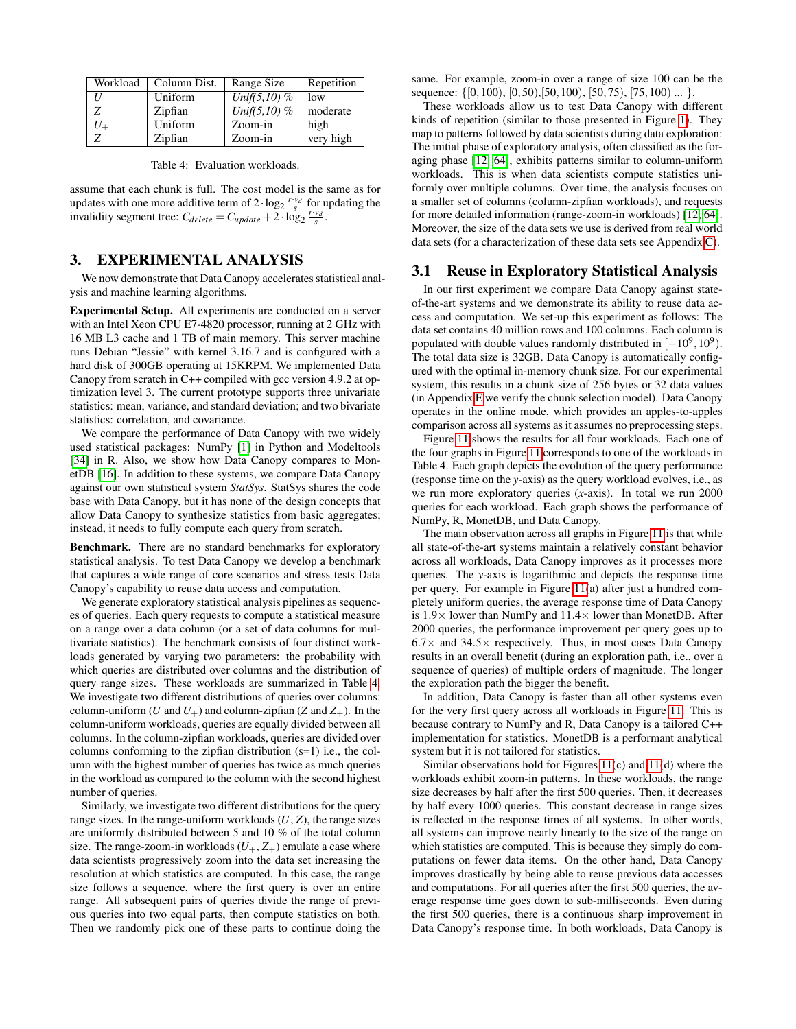| Workload | Column Dist. | Range Size | Repetition |
|---|---|---|---|
| $U$ | Uniform | *Unif(5,10) %* | low |
| $Z$ | Zipfian | *Unif(5,10) %* | moderate |
| $U_+$ | Uniform | Zoom-in | high |
| $Z_+$ | Zipfian | Zoom-in | very high |

Table 4: Evaluation workloads.

assume that each chunk is full. The cost model is the same as for updates with one more additive term of $2 \cdot \log_2 \frac{r \cdot v_d}{s}$ for updating the invalidity segment tree: $C_{delete} = C_{update} + 2 \cdot \log_2 \frac{r \cdot v_d}{s}$.

# 3. EXPERIMENTAL ANALYSIS

We now demonstrate that Data Canopy accelerates statistical analysis and machine learning algorithms.

**Experimental Setup.** All experiments are conducted on a server with an Intel Xeon CPU E7-4820 processor, running at 2 GHz with 16 MB L3 cache and 1 TB of main memory. This server machine runs Debian "Jessie" with kernel 3.16.7 and is configured with a hard disk of 300GB operating at 15KRPM. We implemented Data Canopy from scratch in C++ compiled with gcc version 4.9.2 at optimization level 3. The current prototype supports three univariate statistics: mean, variance, and standard deviation; and two bivariate statistics: correlation, and covariance.

We compare the performance of Data Canopy with two widely used statistical packages: NumPy [1] in Python and Modeltools [34] in R. Also, we show how Data Canopy compares to MonetDB [16]. In addition to these systems, we compare Data Canopy against our own statistical system *StatSys*. StatSys shares the code base with Data Canopy, but it has none of the design concepts that allow Data Canopy to synthesize statistics from basic aggregates; instead, it needs to fully compute each query from scratch.

**Benchmark.** There are no standard benchmarks for exploratory statistical analysis. To test Data Canopy we develop a benchmark that captures a wide range of core scenarios and stress tests Data Canopy's capability to reuse data access and computation.

We generate exploratory statistical analysis pipelines as sequences of queries. Each query requests to compute a statistical measure on a range over a data column (or a set of data columns for multivariate statistics). The benchmark consists of four distinct workloads generated by varying two parameters: the probability with which queries are distributed over columns and the distribution of query range sizes. These workloads are summarized in Table 4. We investigate two different distributions of queries over columns: column-uniform ($U$ and $U_+$) and column-zipfian ($Z$ and $Z_+$). In the column-uniform workloads, queries are equally divided between all columns. In the column-zipfian workloads, queries are divided over columns conforming to the zipfian distribution (s=1) i.e., the column with the highest number of queries has twice as much queries in the workload as compared to the column with the second highest number of queries.

Similarly, we investigate two different distributions for the query range sizes. In the range-uniform workloads ($U$, $Z$), the range sizes are uniformly distributed between 5 and 10 % of the total column size. The range-zoom-in workloads ($U_+$, $Z_+$) emulate a case where data scientists progressively zoom into the data set increasing the resolution at which statistics are computed. In this case, the range size follows a sequence, where the first query is over an entire range. All subsequent pairs of queries divide the range of previous queries into two equal parts, then compute statistics on both. Then we randomly pick one of these parts to continue doing the same. For example, zoom-in over a range of size 100 can be the sequence: $\{[0,100), [0,50), [50,100), [50,75), [75,100) \ldots\}$.

These workloads allow us to test Data Canopy with different kinds of repetition (similar to those presented in Figure 1). They map to patterns followed by data scientists during data exploration: The initial phase of exploratory analysis, often classified as the foraging phase [12, 64], exhibits patterns similar to column-uniform workloads. This is when data scientists compute statistics uniformly over multiple columns. Over time, the analysis focuses on a smaller set of columns (column-zipfian workloads), and requests for more detailed information (range-zoom-in workloads) [12, 64]. Moreover, the size of the data sets we use is derived from real world data sets (for a characterization of these data sets see Appendix C).

## 3.1 Reuse in Exploratory Statistical Analysis

In our first experiment we compare Data Canopy against state-of-the-art systems and we demonstrate its ability to reuse data access and computation. We set-up this experiment as follows: The data set contains 40 million rows and 100 columns. Each column is populated with double values randomly distributed in $[-10^9, 10^9)$. The total data size is 32GB. Data Canopy is automatically configured with the optimal in-memory chunk size. For our experimental system, this results in a chunk size of 256 bytes or 32 data values (in Appendix E we verify the chunk selection model). Data Canopy operates in the online mode, which provides an apples-to-apples comparison across all systems as it assumes no preprocessing steps.

Figure 11 shows the results for all four workloads. Each one of the four graphs in Figure 11 corresponds to one of the workloads in Table 4. Each graph depicts the evolution of the query performance (response time on the *y*-axis) as the query workload evolves, i.e., as we run more exploratory queries (*x*-axis). In total we run 2000 queries for each workload. Each graph shows the performance of NumPy, R, MonetDB, and Data Canopy.

The main observation across all graphs in Figure 11 is that while all state-of-the-art systems maintain a relatively constant behavior across all workloads, Data Canopy improves as it processes more queries. The *y*-axis is logarithmic and depicts the response time per query. For example in Figure 11(a) after just a hundred completely uniform queries, the average response time of Data Canopy is 1.9× lower than NumPy and 11.4× lower than MonetDB. After 2000 queries, the performance improvement per query goes up to 6.7× and 34.5× respectively. Thus, in most cases Data Canopy results in an overall benefit (during an exploration path, i.e., over a sequence of queries) of multiple orders of magnitude. The longer the exploration path the bigger the benefit.

In addition, Data Canopy is faster than all other systems even for the very first query across all workloads in Figure 11. This is because contrary to NumPy and R, Data Canopy is a tailored C++ implementation for statistics. MonetDB is a performant analytical system but it is not tailored for statistics.

Similar observations hold for Figures 11(c) and 11(d) where the workloads exhibit zoom-in patterns. In these workloads, the range size decreases by half after the first 500 queries. Then, it decreases by half every 1000 queries. This constant decrease in range sizes is reflected in the response times of all systems. In other words, all systems can improve nearly linearly to the size of the range on which statistics are computed. This is because they simply do computations on fewer data items. On the other hand, Data Canopy improves drastically by being able to reuse previous data accesses and computations. For all queries after the first 500 queries, the average response time goes down to sub-milliseconds. Even during the first 500 queries, there is a continuous sharp improvement in Data Canopy's response time. In both workloads, Data Canopy is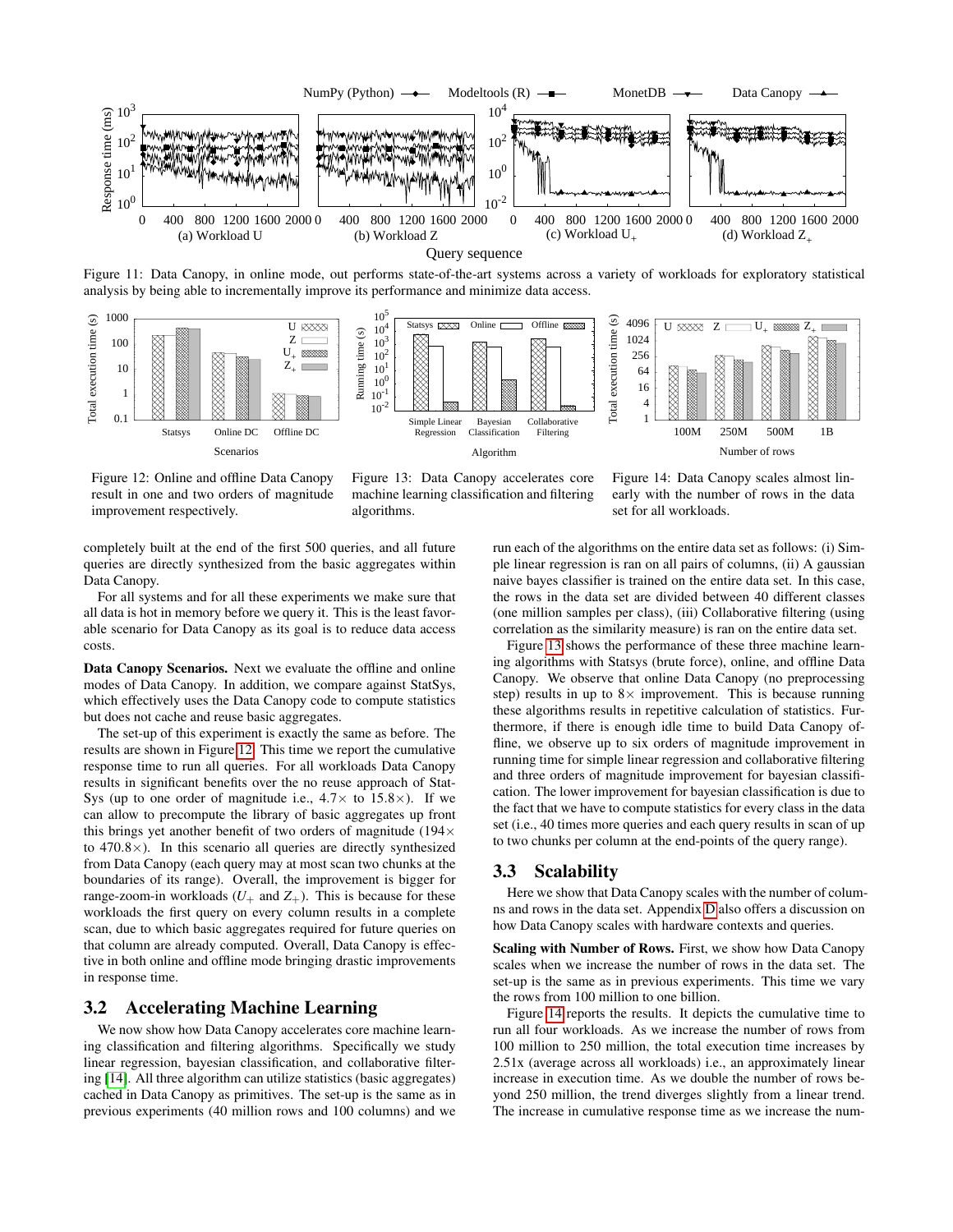Figure 11: Data Canopy, in online mode, out performs state-of-the-art systems across a variety of workloads for exploratory statistical analysis by being able to incrementally improve its performance and minimize data access.

Figure 12: Online and offline Data Canopy result in one and two orders of magnitude improvement respectively.

Figure 13: Data Canopy accelerates core machine learning classification and filtering algorithms.

Figure 14: Data Canopy scales almost linearly with the number of rows in the data set for all workloads.

completely built at the end of the first 500 queries, and all future queries are directly synthesized from the basic aggregates within Data Canopy.

For all systems and for all these experiments we make sure that all data is hot in memory before we query it. This is the least favorable scenario for Data Canopy as its goal is to reduce data access costs.

**Data Canopy Scenarios.** Next we evaluate the offline and online modes of Data Canopy. In addition, we compare against StatSys, which effectively uses the Data Canopy code to compute statistics but does not cache and reuse basic aggregates.

The set-up of this experiment is exactly the same as before. The results are shown in Figure 12. This time we report the cumulative response time to run all queries. For all workloads Data Canopy results in significant benefits over the no reuse approach of StatSys (up to one order of magnitude i.e., 4.7× to 15.8×). If we can allow to precompute the library of basic aggregates up front this brings yet another benefit of two orders of magnitude (194× to 470.8×). In this scenario all queries are directly synthesized from Data Canopy (each query may at most scan two chunks at the boundaries of its range). Overall, the improvement is bigger for range-zoom-in workloads ($U_+$ and $Z_+$). This is because for these workloads the first query on every column results in a complete scan, due to which basic aggregates required for future queries on that column are already computed. Overall, Data Canopy is effective in both online and offline mode bringing drastic improvements in response time.

## 3.2 Accelerating Machine Learning

We now show how Data Canopy accelerates core machine learning classification and filtering algorithms. Specifically we study linear regression, bayesian classification, and collaborative filtering [14]. All three algorithm can utilize statistics (basic aggregates) cached in Data Canopy as primitives. The set-up is the same as in previous experiments (40 million rows and 100 columns) and we run each of the algorithms on the entire data set as follows: (i) Simple linear regression is ran on all pairs of columns, (ii) A gaussian naive bayes classifier is trained on the entire data set. In this case, the rows in the data set are divided between 40 different classes (one million samples per class), (iii) Collaborative filtering (using correlation as the similarity measure) is ran on the entire data set.

Figure 13 shows the performance of these three machine learning algorithms with Statsys (brute force), online, and offline Data Canopy. We observe that online Data Canopy (no preprocessing step) results in up to 8× improvement. This is because running these algorithms results in repetitive calculation of statistics. Furthermore, if there is enough idle time to build Data Canopy offline, we observe up to six orders of magnitude improvement in running time for simple linear regression and collaborative filtering and three orders of magnitude improvement for bayesian classification. The lower improvement for bayesian classification is due to the fact that we have to compute statistics for every class in the data set (i.e., 40 times more queries and each query results in scan of up to two chunks per column at the end-points of the query range).

## 3.3 Scalability

Here we show that Data Canopy scales with the number of columns and rows in the data set. Appendix D also offers a discussion on how Data Canopy scales with hardware contexts and queries.

**Scaling with Number of Rows.** First, we show how Data Canopy scales when we increase the number of rows in the data set. The set-up is the same as in previous experiments. This time we vary the rows from 100 million to one billion.

Figure 14 reports the results. It depicts the cumulative time to run all four workloads. As we increase the number of rows from 100 million to 250 million, the total execution time increases by 2.51x (average across all workloads) i.e., an approximately linear increase in execution time. As we double the number of rows beyond 250 million, the trend diverges slightly from a linear trend. The increase in cumulative response time as we increase the num-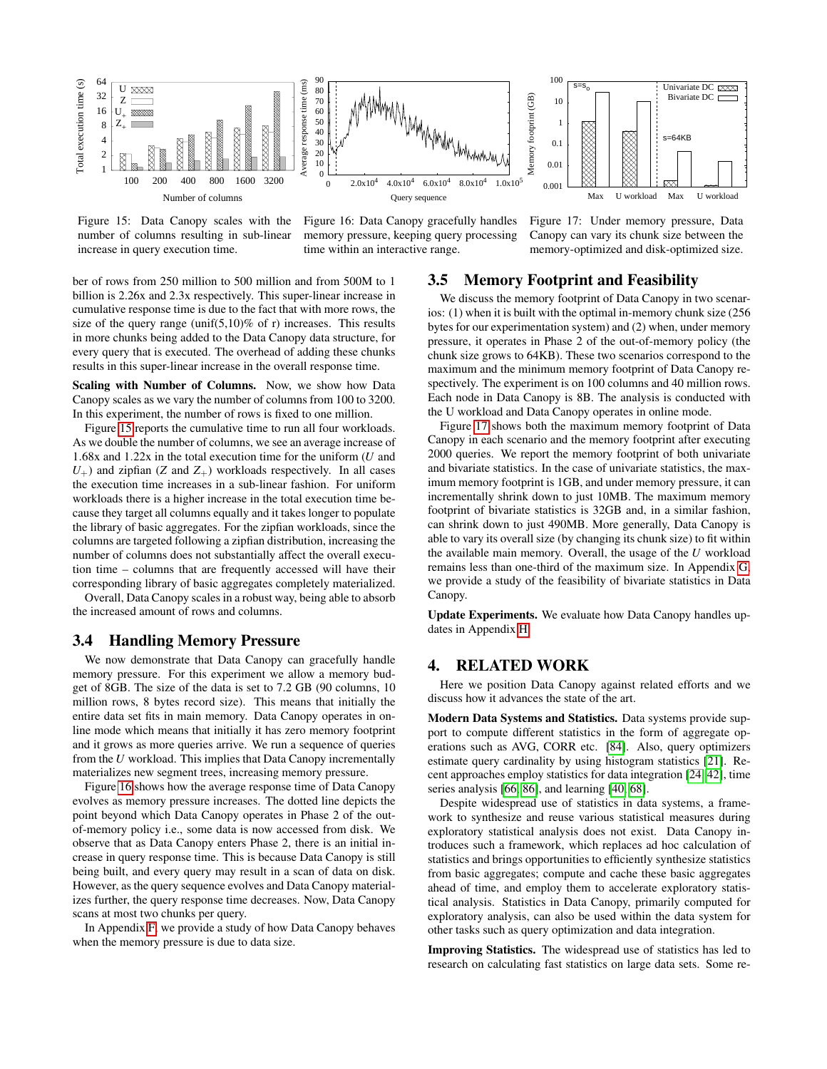Figure 15: Data Canopy scales with the number of columns resulting in sub-linear increase in query execution time.

Figure 16: Data Canopy gracefully handles memory pressure, keeping query processing time within an interactive range.

Figure 17: Under memory pressure, Data Canopy can vary its chunk size between the memory-optimized and disk-optimized size.

ber of rows from 250 million to 500 million and from 500M to 1 billion is 2.26x and 2.3x respectively. This super-linear increase in cumulative response time is due to the fact that with more rows, the size of the query range (unif(5,10)% of r) increases. This results in more chunks being added to the Data Canopy data structure, for every query that is executed. The overhead of adding these chunks results in this super-linear increase in the overall response time.

**Scaling with Number of Columns.** Now, we show how Data Canopy scales as we vary the number of columns from 100 to 3200. In this experiment, the number of rows is fixed to one million.

Figure 15 reports the cumulative time to run all four workloads. As we double the number of columns, we see an average increase of 1.68x and 1.22x in the total execution time for the uniform ($U$ and $U_+$) and zipfian ($Z$ and $Z_+$) workloads respectively. In all cases the execution time increases in a sub-linear fashion. For uniform workloads there is a higher increase in the total execution time because they target all columns equally and it takes longer to populate the library of basic aggregates. For the zipfian workloads, since the columns are targeted following a zipfian distribution, increasing the number of columns does not substantially affect the overall execution time – columns that are frequently accessed will have their corresponding library of basic aggregates completely materialized.

Overall, Data Canopy scales in a robust way, being able to absorb the increased amount of rows and columns.

## 3.4 Handling Memory Pressure

We now demonstrate that Data Canopy can gracefully handle memory pressure. For this experiment we allow a memory budget of 8GB. The size of the data is set to 7.2 GB (90 columns, 10 million rows, 8 bytes record size). This means that initially the entire data set fits in main memory. Data Canopy operates in online mode which means that initially it has zero memory footprint and it grows as more queries arrive. We run a sequence of queries from the $U$ workload. This implies that Data Canopy incrementally materializes new segment trees, increasing memory pressure.

Figure 16 shows how the average response time of Data Canopy evolves as memory pressure increases. The dotted line depicts the point beyond which Data Canopy operates in Phase 2 of the out-of-memory policy i.e., some data is now accessed from disk. We observe that as Data Canopy enters Phase 2, there is an initial increase in query response time. This is because Data Canopy is still being built, and every query may result in a scan of data on disk. However, as the query sequence evolves and Data Canopy materializes further, the query response time decreases. Now, Data Canopy scans at most two chunks per query.

In Appendix F, we provide a study of how Data Canopy behaves when the memory pressure is due to data size.

## 3.5 Memory Footprint and Feasibility

We discuss the memory footprint of Data Canopy in two scenarios: (1) when it is built with the optimal in-memory chunk size (256 bytes for our experimentation system) and (2) when, under memory pressure, it operates in Phase 2 of the out-of-memory policy (the chunk size grows to 64KB). These two scenarios correspond to the maximum and the minimum memory footprint of Data Canopy respectively. The experiment is on 100 columns and 40 million rows. Each node in Data Canopy is 8B. The analysis is conducted with the U workload and Data Canopy operates in online mode.

Figure 17 shows both the maximum memory footprint of Data Canopy in each scenario and the memory footprint after executing 2000 queries. We report the memory footprint of both univariate and bivariate statistics. In the case of univariate statistics, the maximum memory footprint is 1GB, and under memory pressure, it can incrementally shrink down to just 10MB. The maximum memory footprint of bivariate statistics is 32GB and, in a similar fashion, can shrink down to just 490MB. More generally, Data Canopy is able to vary its overall size (by changing its chunk size) to fit within the available main memory. Overall, the usage of the $U$ workload remains less than one-third of the maximum size. In Appendix G, we provide a study of the feasibility of bivariate statistics in Data Canopy.

**Update Experiments.** We evaluate how Data Canopy handles updates in Appendix H.

# 4. RELATED WORK

Here we position Data Canopy against related efforts and we discuss how it advances the state of the art.

**Modern Data Systems and Statistics.** Data systems provide support to compute different statistics in the form of aggregate operations such as AVG, CORR etc. [84]. Also, query optimizers estimate query cardinality by using histogram statistics [21]. Recent approaches employ statistics for data integration [24, 42], time series analysis [66, 86], and learning [40, 68].

Despite widespread use of statistics in data systems, a framework to synthesize and reuse various statistical measures during exploratory statistical analysis does not exist. Data Canopy introduces such a framework, which replaces ad hoc calculation of statistics and brings opportunities to efficiently synthesize statistics from basic aggregates; compute and cache these basic aggregates ahead of time, and employ them to accelerate exploratory statistical analysis. Statistics in Data Canopy, primarily computed for exploratory analysis, can also be used within the data system for other tasks such as query optimization and data integration.

**Improving Statistics.** The widespread use of statistics has led to research on calculating fast statistics on large data sets. Some re-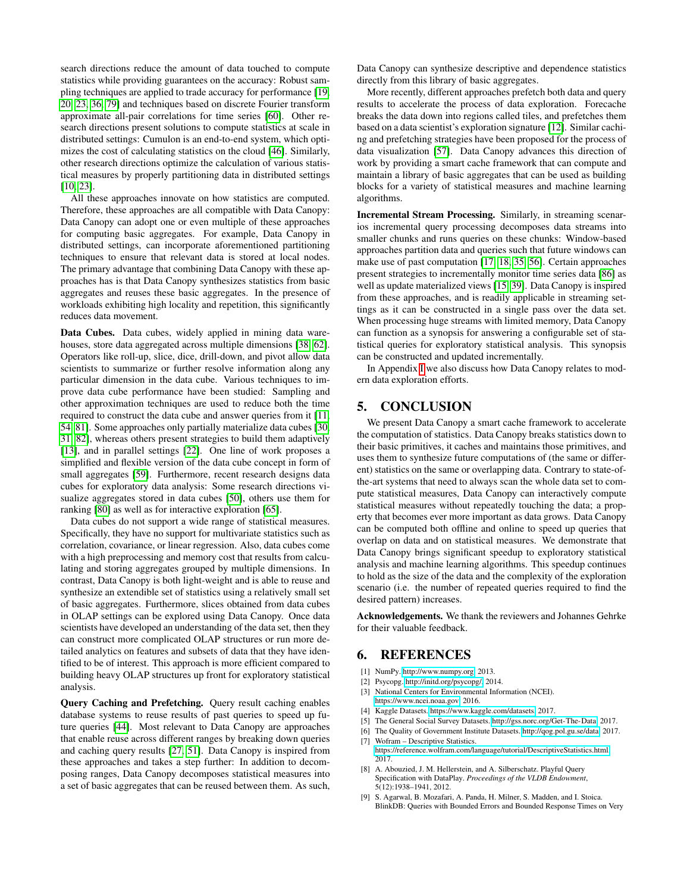search directions reduce the amount of data touched to compute statistics while providing guarantees on the accuracy: Robust sampling techniques are applied to trade accuracy for performance [19, 20, 23, 36, 79] and techniques based on discrete Fourier transform approximate all-pair correlations for time series [60]. Other research directions present solutions to compute statistics at scale in distributed settings: Cumulon is an end-to-end system, which optimizes the cost of calculating statistics on the cloud [46]. Similarly, other research directions optimize the calculation of various statistical measures by properly partitioning data in distributed settings [10, 23].

All these approaches innovate on how statistics are computed. Therefore, these approaches are all compatible with Data Canopy: Data Canopy can adopt one or even multiple of these approaches for computing basic aggregates. For example, Data Canopy in distributed settings, can incorporate aforementioned partitioning techniques to ensure that relevant data is stored at local nodes. The primary advantage that combining Data Canopy with these approaches has is that Data Canopy synthesizes statistics from basic aggregates and reuses these basic aggregates. In the presence of workloads exhibiting high locality and repetition, this significantly reduces data movement.

**Data Cubes.** Data cubes, widely applied in mining data warehouses, store data aggregated across multiple dimensions [38, 62]. Operators like roll-up, slice, dice, drill-down, and pivot allow data scientists to summarize or further resolve information along any particular dimension in the data cube. Various techniques to improve data cube performance have been studied: Sampling and other approximation techniques are used to reduce both the time required to construct the data cube and answer queries from it [11, 54, 81]. Some approaches only partially materialize data cubes [30, 31, 82], whereas others present strategies to build them adaptively [13], and in parallel settings [22]. One line of work proposes a simplified and flexible version of the data cube concept in form of small aggregates [59]. Furthermore, recent research designs data cubes for exploratory data analysis: Some research directions visualize aggregates stored in data cubes [50], others use them for ranking [80] as well as for interactive exploration [65].

Data cubes do not support a wide range of statistical measures. Specifically, they have no support for multivariate statistics such as correlation, covariance, or linear regression. Also, data cubes come with a high preprocessing and memory cost that results from calculating and storing aggregates grouped by multiple dimensions. In contrast, Data Canopy is both light-weight and is able to reuse and synthesize an extendible set of statistics using a relatively small set of basic aggregates. Furthermore, slices obtained from data cubes in OLAP settings can be explored using Data Canopy. Once data scientists have developed an understanding of the data set, then they can construct more complicated OLAP structures or run more detailed analytics on features and subsets of data that they have identified to be of interest. This approach is more efficient compared to building heavy OLAP structures up front for exploratory statistical analysis.

**Query Caching and Prefetching.** Query result caching enables database systems to reuse results of past queries to speed up future queries [44]. Most relevant to Data Canopy are approaches that enable reuse across different ranges by breaking down queries and caching query results [27, 51]. Data Canopy is inspired from these approaches and takes a step further: In addition to decomposing ranges, Data Canopy decomposes statistical measures into a set of basic aggregates that can be reused between them. As such, Data Canopy can synthesize descriptive and dependence statistics directly from this library of basic aggregates.

More recently, different approaches prefetch both data and query results to accelerate the process of data exploration. Forecache breaks the data down into regions called tiles, and prefetches them based on a data scientist's exploration signature [12]. Similar caching and prefetching strategies have been proposed for the process of data visualization [57]. Data Canopy advances this direction of work by providing a smart cache framework that can compute and maintain a library of basic aggregates that can be used as building blocks for a variety of statistical measures and machine learning algorithms.

**Incremental Stream Processing.** Similarly, in streaming scenarios incremental query processing decomposes data streams into smaller chunks and runs queries on these chunks: Window-based approaches partition data and queries such that future windows can make use of past computation [17, 18, 35, 56]. Certain approaches present strategies to incrementally monitor time series data [86] as well as update materialized views [15, 39]. Data Canopy is inspired from these approaches, and is readily applicable in streaming settings as it can be constructed in a single pass over the data set. When processing huge streams with limited memory, Data Canopy can function as a synopsis for answering a configurable set of statistical queries for exploratory statistical analysis. This synopsis can be constructed and updated incrementally.

In Appendix I we also discuss how Data Canopy relates to modern data exploration efforts.

## 5. CONCLUSION

We present Data Canopy a smart cache framework to accelerate the computation of statistics. Data Canopy breaks statistics down to their basic primitives, it caches and maintains those primitives, and uses them to synthesize future computations of (the same or different) statistics on the same or overlapping data. Contrary to state-of-the-art systems that need to always scan the whole data set to compute statistical measures, Data Canopy can interactively compute statistical measures without repeatedly touching the data; a property that becomes ever more important as data grows. Data Canopy can be computed both offline and online to speed up queries that overlap on data and on statistical measures. We demonstrate that Data Canopy brings significant speedup to exploratory statistical analysis and machine learning algorithms. This speedup continues to hold as the size of the data and the complexity of the exploration scenario (i.e. the number of repeated queries required to find the desired pattern) increases.

**Acknowledgements.** We thank the reviewers and Johannes Gehrke for their valuable feedback.

## 6. REFERENCES

- [1] NumPy. http://www.numpy.org, 2013.
- [2] Psycopg. http://initd.org/psycopg/, 2014.
- [3] National Centers for Environmental Information (NCEI). https://www.ncei.noaa.gov, 2016.
- [4] Kaggle Datasets. https://www.kaggle.com/datasets, 2017.
- [5] The General Social Survey Datasets. http://gss.norc.org/Get-The-Data, 2017.
- [6] The Quality of Government Institute Datasets. http://qog.pol.gu.se/data, 2017.
- [7] Wofram – Descriptive Statistics. https://reference.wolfram.com/language/tutorial/DescriptiveStatistics.html, 2017.
- [8] A. Abouzied, J. M. Hellerstein, and A. Silberschatz. Playful Query Specification with DataPlay. *Proceedings of the VLDB Endowment*, 5(12):1938–1941, 2012.
- [9] S. Agarwal, B. Mozafari, A. Panda, H. Milner, S. Madden, and I. Stoica. BlinkDB: Queries with Bounded Errors and Bounded Response Times on Very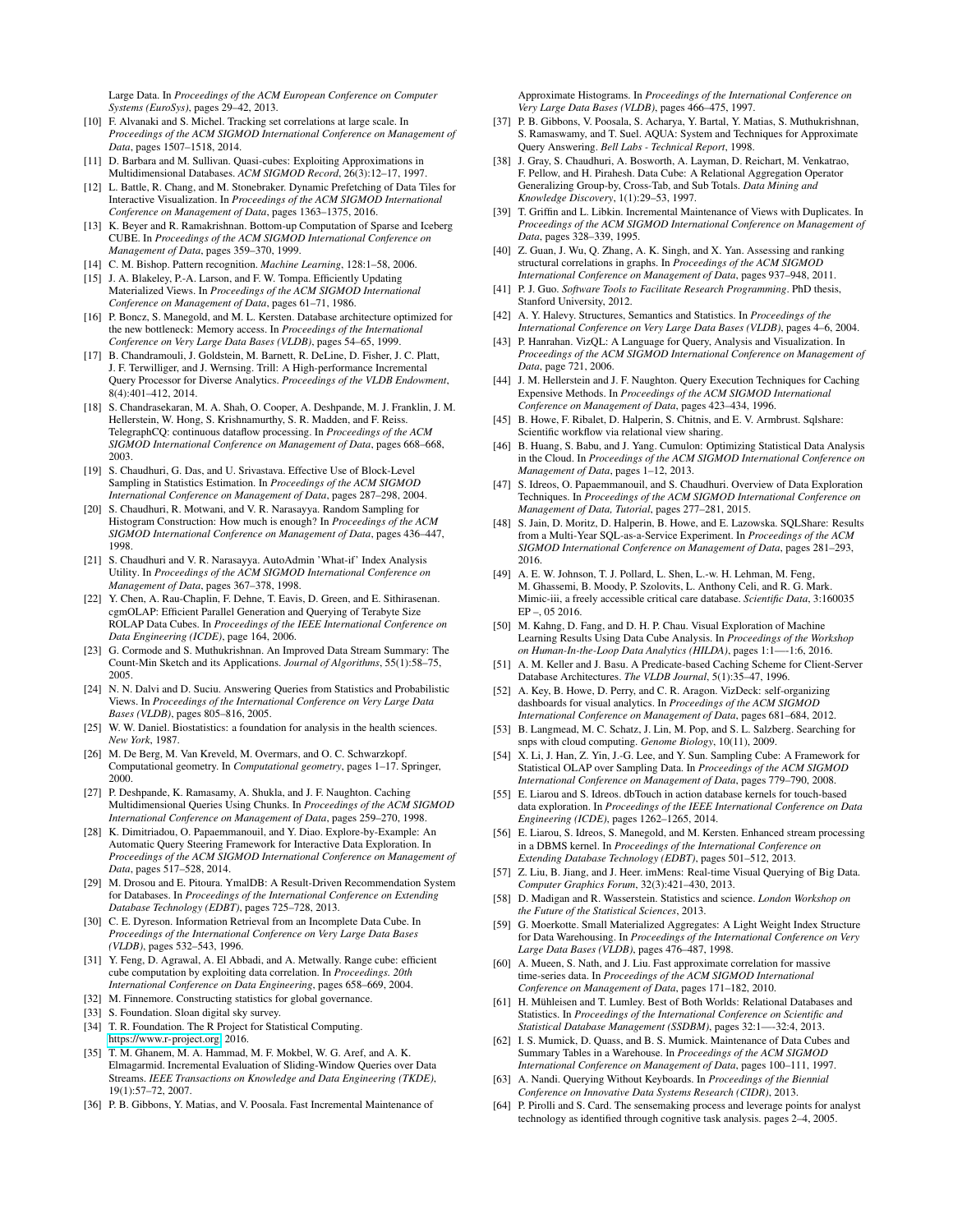Large Data. In *Proceedings of the ACM European Conference on Computer Systems (EuroSys)*, pages 29–42, 2013.

[10] F. Alvanaki and S. Michel. Tracking set correlations at large scale. In *Proceedings of the ACM SIGMOD International Conference on Management of Data*, pages 1507–1518, 2014.

[11] D. Barbara and M. Sullivan. Quasi-cubes: Exploiting Approximations in Multidimensional Databases. *ACM SIGMOD Record*, 26(3):12–17, 1997.

[12] L. Battle, R. Chang, and M. Stonebraker. Dynamic Prefetching of Data Tiles for Interactive Visualization. In *Proceedings of the ACM SIGMOD International Conference on Management of Data*, pages 1363–1375, 2016.

[13] K. Beyer and R. Ramakrishnan. Bottom-up Computation of Sparse and Iceberg CUBE. In *Proceedings of the ACM SIGMOD International Conference on Management of Data*, pages 359–370, 1999.

[14] C. M. Bishop. Pattern recognition. *Machine Learning*, 128:1–58, 2006.

[15] J. A. Blakeley, P.-A. Larson, and F. W. Tompa. Efficiently Updating Materialized Views. In *Proceedings of the ACM SIGMOD International Conference on Management of Data*, pages 61–71, 1986.

[16] P. Boncz, S. Manegold, and M. L. Kersten. Database architecture optimized for the new bottleneck: Memory access. In *Proceedings of the International Conference on Very Large Data Bases (VLDB)*, pages 54–65, 1999.

[17] B. Chandramouli, J. Goldstein, M. Barnett, R. DeLine, D. Fisher, J. C. Platt, J. F. Terwilliger, and J. Wernsing. Trill: A High-performance Incremental Query Processor for Diverse Analytics. *Proceedings of the VLDB Endowment*, 8(4):401–412, 2014.

[18] S. Chandrasekaran, M. A. Shah, O. Cooper, A. Deshpande, M. J. Franklin, J. M. Hellerstein, W. Hong, S. Krishnamurthy, S. R. Madden, and F. Reiss. TelegraphCQ: continuous dataflow processing. In *Proceedings of the ACM SIGMOD International Conference on Management of Data*, pages 668–668, 2003.

[19] S. Chaudhuri, G. Das, and U. Srivastava. Effective Use of Block-Level Sampling in Statistics Estimation. In *Proceedings of the ACM SIGMOD International Conference on Management of Data*, pages 287–298, 2004.

[20] S. Chaudhuri, R. Motwani, and V. R. Narasayya. Random Sampling for Histogram Construction: How much is enough? In *Proceedings of the ACM SIGMOD International Conference on Management of Data*, pages 436–447, 1998.

[21] S. Chaudhuri and V. R. Narasayya. AutoAdmin 'What-if' Index Analysis Utility. In *Proceedings of the ACM SIGMOD International Conference on Management of Data*, pages 367–378, 1998.

[22] Y. Chen, A. Rau-Chaplin, F. Dehne, T. Eavis, D. Green, and E. Sithirasenan. cgmOLAP: Efficient Parallel Generation and Querying of Terabyte Size ROLAP Data Cubes. In *Proceedings of the IEEE International Conference on Data Engineering (ICDE)*, page 164, 2006.

[23] G. Cormode and S. Muthukrishnan. An Improved Data Stream Summary: The Count-Min Sketch and its Applications. *Journal of Algorithms*, 55(1):58–75, 2005.

[24] N. N. Dalvi and D. Suciu. Answering Queries from Statistics and Probabilistic Views. In *Proceedings of the International Conference on Very Large Data Bases (VLDB)*, pages 805–816, 2005.

[25] W. W. Daniel. Biostatistics: a foundation for analysis in the health sciences. *New York*, 1987.

[26] M. De Berg, M. Van Kreveld, M. Overmars, and O. C. Schwarzkopf. Computational geometry. In *Computational geometry*, pages 1–17. Springer, 2000.

[27] P. Deshpande, K. Ramasamy, A. Shukla, and J. F. Naughton. Caching Multidimensional Queries Using Chunks. In *Proceedings of the ACM SIGMOD International Conference on Management of Data*, pages 259–270, 1998.

[28] K. Dimitriadou, O. Papaemmanouil, and Y. Diao. Explore-by-Example: An Automatic Query Steering Framework for Interactive Data Exploration. In *Proceedings of the ACM SIGMOD International Conference on Management of Data*, pages 517–528, 2014.

[29] M. Drosou and E. Pitoura. YmalDB: A Result-Driven Recommendation System for Databases. In *Proceedings of the International Conference on Extending Database Technology (EDBT)*, pages 725–728, 2013.

[30] C. E. Dyreson. Information Retrieval from an Incomplete Data Cube. In *Proceedings of the International Conference on Very Large Data Bases (VLDB)*, pages 532–543, 1996.

[31] Y. Feng, D. Agrawal, A. El Abbadi, and A. Metwally. Range cube: efficient cube computation by exploiting data correlation. In *Proceedings. 20th International Conference on Data Engineering*, pages 658–669, 2004.

[32] M. Finnemore. Constructing statistics for global governance.

[33] S. Foundation. Sloan digital sky survey.

[34] T. R. Foundation. The R Project for Statistical Computing. https://www.r-project.org, 2016.

[35] T. M. Ghanem, M. A. Hammad, M. F. Mokbel, W. G. Aref, and A. K. Elmagarmid. Incremental Evaluation of Sliding-Window Queries over Data Streams. *IEEE Transactions on Knowledge and Data Engineering (TKDE)*, 19(1):57–72, 2007.

[36] P. B. Gibbons, Y. Matias, and V. Poosala. Fast Incremental Maintenance of Approximate Histograms. In *Proceedings of the International Conference on Very Large Data Bases (VLDB)*, pages 466–475, 1997.

[37] P. B. Gibbons, V. Poosala, S. Acharya, Y. Bartal, Y. Matias, S. Muthukrishnan, S. Ramaswamy, and T. Suel. AQUA: System and Techniques for Approximate Query Answering. *Bell Labs - Technical Report*, 1998.

[38] J. Gray, S. Chaudhuri, A. Bosworth, A. Layman, D. Reichart, M. Venkatrao, F. Pellow, and H. Pirahesh. Data Cube: A Relational Aggregation Operator Generalizing Group-by, Cross-Tab, and Sub Totals. *Data Mining and Knowledge Discovery*, 1(1):29–53, 1997.

[39] T. Griffin and L. Libkin. Incremental Maintenance of Views with Duplicates. In *Proceedings of the ACM SIGMOD International Conference on Management of Data*, pages 328–339, 1995.

[40] Z. Guan, J. Wu, Q. Zhang, A. K. Singh, and X. Yan. Assessing and ranking structural correlations in graphs. In *Proceedings of the ACM SIGMOD International Conference on Management of Data*, pages 937–948, 2011.

[41] P. J. Guo. *Software Tools to Facilitate Research Programming*. PhD thesis, Stanford University, 2012.

[42] A. Y. Halevy. Structures, Semantics and Statistics. In *Proceedings of the International Conference on Very Large Data Bases (VLDB)*, pages 4–6, 2004.

[43] P. Hanrahan. VizQL: A Language for Query, Analysis and Visualization. In *Proceedings of the ACM SIGMOD International Conference on Management of Data*, page 721, 2006.

[44] J. M. Hellerstein and J. F. Naughton. Query Execution Techniques for Caching Expensive Methods. In *Proceedings of the ACM SIGMOD International Conference on Management of Data*, pages 423–434, 1996.

[45] B. Howe, F. Ribalet, D. Halperin, S. Chitnis, and E. V. Armbrust. Sqlshare: Scientific workflow via relational view sharing.

[46] B. Huang, S. Babu, and J. Yang. Cumulon: Optimizing Statistical Data Analysis in the Cloud. In *Proceedings of the ACM SIGMOD International Conference on Management of Data*, pages 1–12, 2013.

[47] S. Idreos, O. Papaemmanouil, and S. Chaudhuri. Overview of Data Exploration Techniques. In *Proceedings of the ACM SIGMOD International Conference on Management of Data, Tutorial*, pages 277–281, 2015.

[48] S. Jain, D. Moritz, D. Halperin, B. Howe, and E. Lazowska. SQLShare: Results from a Multi-Year SQL-as-a-Service Experiment. In *Proceedings of the ACM SIGMOD International Conference on Management of Data*, pages 281–293, 2016.

[49] A. E. W. Johnson, T. J. Pollard, L. Shen, L.-w. H. Lehman, M. Feng, M. Ghassemi, B. Moody, P. Szolovits, L. Anthony Celi, and R. G. Mark. Mimic-iii, a freely accessible critical care database. *Scientific Data*, 3:160035 EP –, 05 2016.

[50] M. Kahng, D. Fang, and D. H. P. Chau. Visual Exploration of Machine Learning Results Using Data Cube Analysis. In *Proceedings of the Workshop on Human-In-the-Loop Data Analytics (HILDA)*, pages 1:1—-1:6, 2016.

[51] A. M. Keller and J. Basu. A Predicate-based Caching Scheme for Client-Server Database Architectures. *The VLDB Journal*, 5(1):35–47, 1996.

[52] A. Key, B. Howe, D. Perry, and C. R. Aragon. VizDeck: self-organizing dashboards for visual analytics. In *Proceedings of the ACM SIGMOD International Conference on Management of Data*, pages 681–684, 2012.

[53] B. Langmead, M. C. Schatz, J. Lin, M. Pop, and S. L. Salzberg. Searching for snps with cloud computing. *Genome Biology*, 10(11), 2009.

[54] X. Li, J. Han, Z. Yin, J.-G. Lee, and Y. Sun. Sampling Cube: A Framework for Statistical OLAP over Sampling Data. In *Proceedings of the ACM SIGMOD International Conference on Management of Data*, pages 779–790, 2008.

[55] E. Liarou and S. Idreos. dbTouch in action database kernels for touch-based data exploration. In *Proceedings of the IEEE International Conference on Data Engineering (ICDE)*, pages 1262–1265, 2014.

[56] E. Liarou, S. Idreos, S. Manegold, and M. Kersten. Enhanced stream processing in a DBMS kernel. In *Proceedings of the International Conference on Extending Database Technology (EDBT)*, pages 501–512, 2013.

[57] Z. Liu, B. Jiang, and J. Heer. imMens: Real-time Visual Querying of Big Data. *Computer Graphics Forum*, 32(3):421–430, 2013.

[58] D. Madigan and R. Wasserstein. Statistics and science. *London Workshop on the Future of the Statistical Sciences*, 2013.

[59] G. Moerkotte. Small Materialized Aggregates: A Light Weight Index Structure for Data Warehousing. In *Proceedings of the International Conference on Very Large Data Bases (VLDB)*, pages 476–487, 1998.

[60] A. Mueen, S. Nath, and J. Liu. Fast approximate correlation for massive time-series data. In *Proceedings of the ACM SIGMOD International Conference on Management of Data*, pages 171–182, 2010.

[61] H. Mühleisen and T. Lumley. Best of Both Worlds: Relational Databases and Statistics. In *Proceedings of the International Conference on Scientific and Statistical Database Management (SSDBM)*, pages 32:1—-32:4, 2013.

[62] I. S. Mumick, D. Quass, and B. S. Mumick. Maintenance of Data Cubes and Summary Tables in a Warehouse. In *Proceedings of the ACM SIGMOD International Conference on Management of Data*, pages 100–111, 1997.

[63] A. Nandi. Querying Without Keyboards. In *Proceedings of the Biennial Conference on Innovative Data Systems Research (CIDR)*, 2013.

[64] P. Pirolli and S. Card. The sensemaking process and leverage points for analyst technology as identified through cognitive task analysis. pages 2–4, 2005.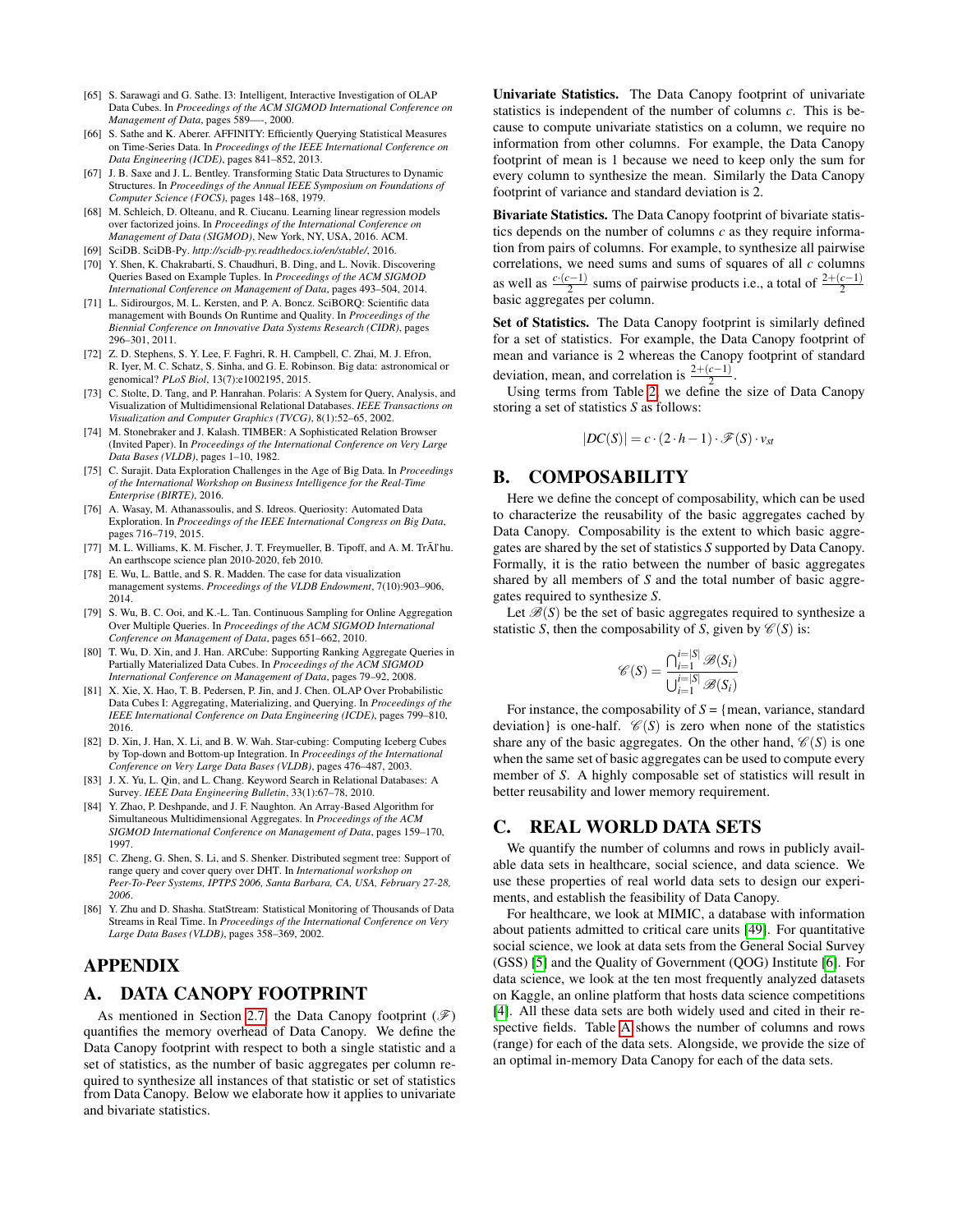- [65] S. Sarawagi and G. Sathe. I3: Intelligent, Interactive Investigation of OLAP Data Cubes. In *Proceedings of the ACM SIGMOD International Conference on Management of Data*, pages 589—-, 2000.
- [66] S. Sathe and K. Aberer. AFFINITY: Efficiently Querying Statistical Measures on Time-Series Data. In *Proceedings of the IEEE International Conference on Data Engineering (ICDE)*, pages 841–852, 2013.
- [67] J. B. Saxe and J. L. Bentley. Transforming Static Data Structures to Dynamic Structures. In *Proceedings of the Annual IEEE Symposium on Foundations of Computer Science (FOCS)*, pages 148–168, 1979.
- [68] M. Schleich, D. Olteanu, and R. Ciucanu. Learning linear regression models over factorized joins. In *Proceedings of the International Conference on Management of Data (SIGMOD)*, New York, NY, USA, 2016. ACM.
- [69] SciDB. SciDB-Py. *http://scidb-py.readthedocs.io/en/stable/*, 2016.
- [70] Y. Shen, K. Chakrabarti, S. Chaudhuri, B. Ding, and L. Novik. Discovering Queries Based on Example Tuples. In *Proceedings of the ACM SIGMOD International Conference on Management of Data*, pages 493–504, 2014.
- [71] L. Sidirourgos, M. L. Kersten, and P. A. Boncz. SciBORQ: Scientific data management with Bounds On Runtime and Quality. In *Proceedings of the Biennial Conference on Innovative Data Systems Research (CIDR)*, pages 296–301, 2011.
- [72] Z. D. Stephens, S. Y. Lee, F. Faghri, R. H. Campbell, C. Zhai, M. J. Efron, R. Iyer, M. C. Schatz, S. Sinha, and G. E. Robinson. Big data: astronomical or genomical? *PLoS Biol*, 13(7):e1002195, 2015.
- [73] C. Stolte, D. Tang, and P. Hanrahan. Polaris: A System for Query, Analysis, and Visualization of Multidimensional Relational Databases. *IEEE Transactions on Visualization and Computer Graphics (TVCG)*, 8(1):52–65, 2002.
- [74] M. Stonebraker and J. Kalash. TIMBER: A Sophisticated Relation Browser (Invited Paper). In *Proceedings of the International Conference on Very Large Data Bases (VLDB)*, pages 1–10, 1982.
- [75] C. Surajit. Data Exploration Challenges in the Age of Big Data. In *Proceedings of the International Workshop on Business Intelligence for the Real-Time Enterprise (BIRTE)*, 2016.
- [76] A. Wasay, M. Athanassoulis, and S. Idreos. Queriosity: Automated Data Exploration. In *Proceedings of the IEEE International Congress on Big Data*, pages 716–719, 2015.
- [77] M. L. Williams, K. M. Fischer, J. T. Freymueller, B. Tipoff, and A. M. TrÃl'hu. An earthscope science plan 2010-2020, feb 2010.
- [78] E. Wu, L. Battle, and S. R. Madden. The case for data visualization management systems. *Proceedings of the VLDB Endowment*, 7(10):903–906, 2014.
- [79] S. Wu, B. C. Ooi, and K.-L. Tan. Continuous Sampling for Online Aggregation Over Multiple Queries. In *Proceedings of the ACM SIGMOD International Conference on Management of Data*, pages 651–662, 2010.
- [80] T. Wu, D. Xin, and J. Han. ARCube: Supporting Ranking Aggregate Queries in Partially Materialized Data Cubes. In *Proceedings of the ACM SIGMOD International Conference on Management of Data*, pages 79–92, 2008.
- [81] X. Xie, X. Hao, T. B. Pedersen, P. Jin, and J. Chen. OLAP Over Probabilistic Data Cubes I: Aggregating, Materializing, and Querying. In *Proceedings of the IEEE International Conference on Data Engineering (ICDE)*, pages 799–810, 2016.
- [82] D. Xin, J. Han, X. Li, and B. W. Wah. Star-cubing: Computing Iceberg Cubes by Top-down and Bottom-up Integration. In *Proceedings of the International Conference on Very Large Data Bases (VLDB)*, pages 476–487, 2003.
- [83] J. X. Yu, L. Qin, and L. Chang. Keyword Search in Relational Databases: A Survey. *IEEE Data Engineering Bulletin*, 33(1):67–78, 2010.
- [84] Y. Zhao, P. Deshpande, and J. F. Naughton. An Array-Based Algorithm for Simultaneous Multidimensional Aggregates. In *Proceedings of the ACM SIGMOD International Conference on Management of Data*, pages 159–170, 1997.
- [85] C. Zheng, G. Shen, S. Li, and S. Shenker. Distributed segment tree: Support of range query and cover query over DHT. In *International workshop on Peer-To-Peer Systems, IPTPS 2006, Santa Barbara, CA, USA, February 27-28, 2006*.
- [86] Y. Zhu and D. Shasha. StatStream: Statistical Monitoring of Thousands of Data Streams in Real Time. In *Proceedings of the International Conference on Very Large Data Bases (VLDB)*, pages 358–369, 2002.

# APPENDIX

## A. DATA CANOPY FOOTPRINT

As mentioned in Section 2.7, the Data Canopy footprint ($\mathscr{F}$) quantifies the memory overhead of Data Canopy. We define the Data Canopy footprint with respect to both a single statistic and a set of statistics, as the number of basic aggregates per column required to synthesize all instances of that statistic or set of statistics from Data Canopy. Below we elaborate how it applies to univariate and bivariate statistics.

**Univariate Statistics.** The Data Canopy footprint of univariate statistics is independent of the number of columns $c$. This is because to compute univariate statistics on a column, we require no information from other columns. For example, the Data Canopy footprint of mean is 1 because we need to keep only the sum for every column to synthesize the mean. Similarly the Data Canopy footprint of variance and standard deviation is 2.

**Bivariate Statistics.** The Data Canopy footprint of bivariate statistics depends on the number of columns $c$ as they require information from pairs of columns. For example, to synthesize all pairwise correlations, we need sums and sums of squares of all $c$ columns as well as $\frac{c\cdot(c-1)}{2}$ sums of pairwise products i.e., a total of $\frac{2+(c-1)}{2}$ basic aggregates per column.

**Set of Statistics.** The Data Canopy footprint is similarly defined for a set of statistics. For example, the Data Canopy footprint of mean and variance is 2 whereas the Canopy footprint of standard deviation, mean, and correlation is $\frac{2+(c-1)}{2}$.

Using terms from Table 2, we define the size of Data Canopy storing a set of statistics $S$ as follows:

$$|DC(S)| = c\cdot(2\cdot h-1)\cdot\mathscr{F}(S)\cdot v_{st}$$

## B. COMPOSABILITY

Here we define the concept of composability, which can be used to characterize the reusability of the basic aggregates cached by Data Canopy. Composability is the extent to which basic aggregates are shared by the set of statistics $S$ supported by Data Canopy. Formally, it is the ratio between the number of basic aggregates shared by all members of $S$ and the total number of basic aggregates required to synthesize $S$.

Let $\mathscr{B}(S)$ be the set of basic aggregates required to synthesize a statistic $S$, then the composability of $S$, given by $\mathscr{C}(S)$ is:

$$\mathscr{C}(S) = \frac{\bigcap_{i=1}^{i=|S|}\mathscr{B}(S_i)}{\bigcup_{i=1}^{i=|S|}\mathscr{B}(S_i)}$$

For instance, the composability of $S$ = {mean, variance, standard deviation} is one-half. $\mathscr{C}(S)$ is zero when none of the statistics share any of the basic aggregates. On the other hand, $\mathscr{C}(S)$ is one when the same set of basic aggregates can be used to compute every member of $S$. A highly composable set of statistics will result in better reusability and lower memory requirement.

## C. REAL WORLD DATA SETS

We quantify the number of columns and rows in publicly available data sets in healthcare, social science, and data science. We use these properties of real world data sets to design our experiments, and establish the feasibility of Data Canopy.

For healthcare, we look at MIMIC, a database with information about patients admitted to critical care units [49]. For quantitative social science, we look at data sets from the General Social Survey (GSS) [5] and the Quality of Government (QOG) Institute [6]. For data science, we look at the ten most frequently analyzed datasets on Kaggle, an online platform that hosts data science competitions [4]. All these data sets are both widely used and cited in their respective fields. Table A shows the number of columns and rows (range) for each of the data sets. Alongside, we provide the size of an optimal in-memory Data Canopy for each of the data sets.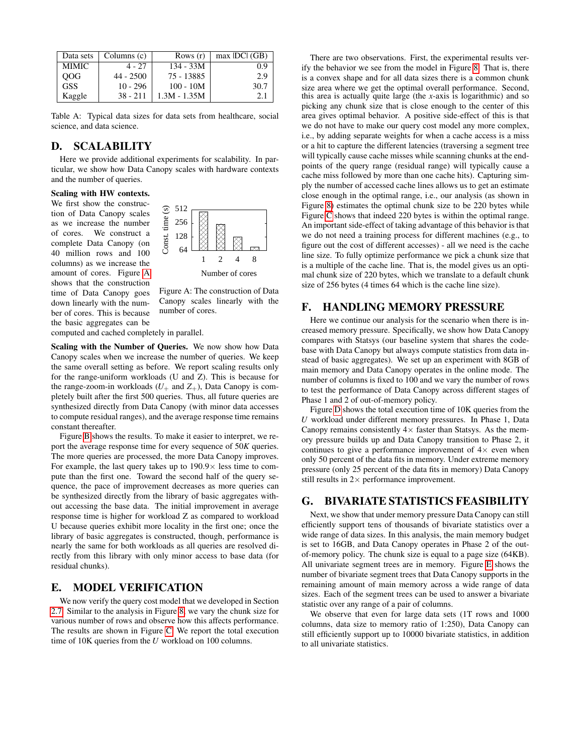| Data sets | Columns (c) | Rows (r) | max \|DC\| (GB) |
|---|---|---|---|
| MIMIC | 4 - 27 | 134 - 33M | 0.9 |
| QOG | 44 - 2500 | 75 - 13885 | 2.9 |
| GSS | 10 - 296 | 100 - 10M | 30.7 |
| Kaggle | 38 - 211 | 1.3M - 1.35M | 2.1 |

Table A: Typical data sizes for data sets from healthcare, social science, and data science.

## D. SCALABILITY

Here we provide additional experiments for scalability. In particular, we show how Data Canopy scales with hardware contexts and the number of queries.

**Scaling with HW contexts.** We first show the construction of Data Canopy scales as we increase the number of cores. We construct a complete Data Canopy (on 40 million rows and 100 columns) as we increase the amount of cores. Figure A shows that the construction time of Data Canopy goes down linearly with the number of cores. This is because the basic aggregates can be computed and cached completely in parallel.

Figure A: The construction of Data Canopy scales linearly with the number of cores.

**Scaling with the Number of Queries.** We now show how Data Canopy scales when we increase the number of queries. We keep the same overall setting as before. We report scaling results only for the range-uniform workloads (U and Z). This is because for the range-zoom-in workloads ($U_+$ and $Z_+$), Data Canopy is completely built after the first 500 queries. Thus, all future queries are synthesized directly from Data Canopy (with minor data accesses to compute residual ranges), and the average response time remains constant thereafter.

Figure B shows the results. To make it easier to interpret, we report the average response time for every sequence of $50K$ queries. The more queries are processed, the more Data Canopy improves. For example, the last query takes up to $190.9\times$ less time to compute than the first one. Toward the second half of the query sequence, the pace of improvement decreases as more queries can be synthesized directly from the library of basic aggregates without accessing the base data. The initial improvement in average response time is higher for workload Z as compared to workload U because queries exhibit more locality in the first one; once the library of basic aggregates is constructed, though, performance is nearly the same for both workloads as all queries are resolved directly from this library with only minor access to base data (for residual chunks).

## E. MODEL VERIFICATION

We now verify the query cost model that we developed in Section 2.7. Similar to the analysis in Figure 8, we vary the chunk size for various number of rows and observe how this affects performance. The results are shown in Figure C. We report the total execution time of 10K queries from the $U$ workload on 100 columns.

There are two observations. First, the experimental results verify the behavior we see from the model in Figure 8. That is, there is a convex shape and for all data sizes there is a common chunk size area where we get the optimal overall performance. Second, this area is actually quite large (the $x$-axis is logarithmic) and so picking any chunk size that is close enough to the center of this area gives optimal behavior. A positive side-effect of this is that we do not have to make our query cost model any more complex, i.e., by adding separate weights for when a cache access is a miss or a hit to capture the different latencies (traversing a segment tree will typically cause cache misses while scanning chunks at the endpoints of the query range (residual range) will typically cause a cache miss followed by more than one cache hits). Capturing simply the number of accessed cache lines allows us to get an estimate close enough in the optimal range, i.e., our analysis (as shown in Figure 8) estimates the optimal chunk size to be 220 bytes while Figure C shows that indeed 220 bytes is within the optimal range. An important side-effect of taking advantage of this behavior is that we do not need a training process for different machines (e.g., to figure out the cost of different accesses) - all we need is the cache line size. To fully optimize performance we pick a chunk size that is a multiple of the cache line. That is, the model gives us an optimal chunk size of 220 bytes, which we translate to a default chunk size of 256 bytes (4 times 64 which is the cache line size).

## F. HANDLING MEMORY PRESSURE

Here we continue our analysis for the scenario when there is increased memory pressure. Specifically, we show how Data Canopy compares with Statsys (our baseline system that shares the codebase with Data Canopy but always compute statistics from data instead of basic aggregates). We set up an experiment with 8GB of main memory and Data Canopy operates in the online mode. The number of columns is fixed to 100 and we vary the number of rows to test the performance of Data Canopy across different stages of Phase 1 and 2 of out-of-memory policy.

Figure D shows the total execution time of 10K queries from the $U$ workload under different memory pressures. In Phase 1, Data Canopy remains consistently $4\times$ faster than Statsys. As the memory pressure builds up and Data Canopy transition to Phase 2, it continues to give a performance improvement of $4\times$ even when only 50 percent of the data fits in memory. Under extreme memory pressure (only 25 percent of the data fits in memory) Data Canopy still results in $2\times$ performance improvement.

## G. BIVARIATE STATISTICS FEASIBILITY

Next, we show that under memory pressure Data Canopy can still efficiently support tens of thousands of bivariate statistics over a wide range of data sizes. In this analysis, the main memory budget is set to 16GB, and Data Canopy operates in Phase 2 of the out-of-memory policy. The chunk size is equal to a page size (64KB). All univariate segment trees are in memory. Figure E shows the number of bivariate segment trees that Data Canopy supports in the remaining amount of main memory across a wide range of data sizes. Each of the segment trees can be used to answer a bivariate statistic over any range of a pair of columns.

We observe that even for large data sets (1T rows and 1000 columns, data size to memory ratio of 1:250), Data Canopy can still efficiently support up to 10000 bivariate statistics, in addition to all univariate statistics.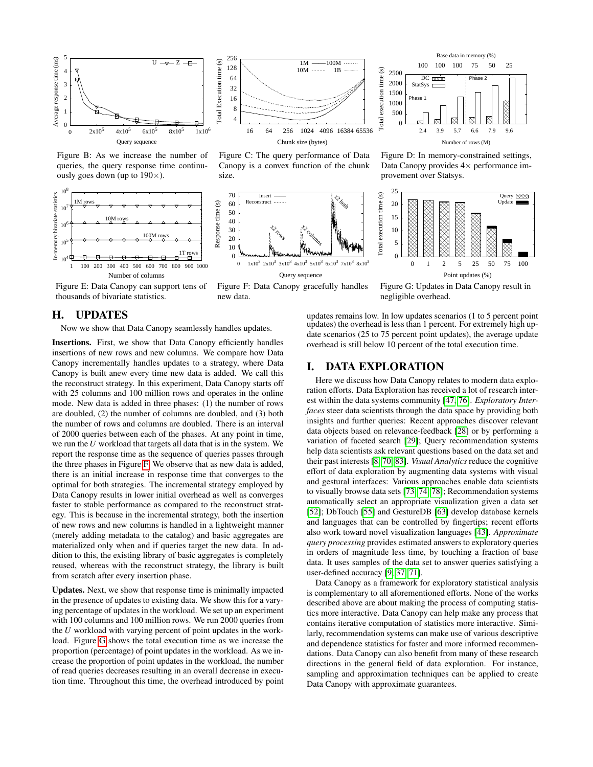5
4
3
2
1
0
Average response time (ms)
U Z
0 2x10^5 4x10^5 6x10^5 8x10^5 1x10^6
Query sequence

Figure B: As we increase the number of queries, the query response time continuously goes down (up to 190×).

256
128
64
32
16
8
4
Total Execution time (s)
1M 100M
10M 1B
16 64 256 1024 4096 16384 65536
Chunk size (bytes)

Figure C: The query performance of Data Canopy is a convex function of the chunk size.

Base data in memory (%)
100 100 100 75 50 25
2500
2000
1500
1000
500
0
Total execution time (s)
DC
StatSys
Phase 1
Phase 2
2.4 3.9 5.7 6.6 7.9 9.6
Number of rows (M)

Figure D: In memory-constrained settings, Data Canopy provides 4× performance improvement over Statsys.

10^8
10^7
10^6
10^5
10^4
In-memory bivariate statistics
1M rows
10M rows
100M rows
1T rows
1 100 200 300 400 500 600 700 800 900 1000
Number of columns

Figure E: Data Canopy can support tens of thousands of bivariate statistics.

70
60
50
40
30
20
10
0
Response time (s)
Insert
Reconstruct
x2 rows
x2 columns
x2 both
0 1x10^3 2x10^3 3x10^3 4x10^3 5x10^3 6x10^3 7x10^3 8x10^3
Query sequence

Figure F: Data Canopy gracefully handles new data.

25
20
15
10
5
0
Total execution time (s)
Query
Update
0 1 2 5 25 50 75 100
Point updates (%)

Figure G: Updates in Data Canopy result in negligible overhead.

## H. UPDATES

Now we show that Data Canopy seamlessly handles updates.

**Insertions.** First, we show that Data Canopy efficiently handles insertions of new rows and new columns. We compare how Data Canopy incrementally handles updates to a strategy, where Data Canopy is built anew every time new data is added. We call this the reconstruct strategy. In this experiment, Data Canopy starts off with 25 columns and 100 million rows and operates in the online mode. New data is added in three phases: (1) the number of rows are doubled, (2) the number of columns are doubled, and (3) both the number of rows and columns are doubled. There is an interval of 2000 queries between each of the phases. At any point in time, we run the *U* workload that targets all data that is in the system. We report the response time as the sequence of queries passes through the three phases in Figure F. We observe that as new data is added, there is an initial increase in response time that converges to the optimal for both strategies. The incremental strategy employed by Data Canopy results in lower initial overhead as well as converges faster to stable performance as compared to the reconstruct strategy. This is because in the incremental strategy, both the insertion of new rows and new columns is handled in a lightweight manner (merely adding metadata to the catalog) and basic aggregates are materialized only when and if queries target the new data. In addition to this, the existing library of basic aggregates is completely reused, whereas with the reconstruct strategy, the library is built from scratch after every insertion phase.

**Updates.** Next, we show that response time is minimally impacted in the presence of updates to existing data. We show this for a varying percentage of updates in the workload. We set up an experiment with 100 columns and 100 million rows. We run 2000 queries from the *U* workload with varying percent of point updates in the workload. Figure G shows the total execution time as we increase the proportion (percentage) of point updates in the workload. As we increase the proportion of point updates in the workload, the number of read queries decreases resulting in an overall decrease in execution time. Throughout this time, the overhead introduced by point updates remains low. In low updates scenarios (1 to 5 percent point updates) the overhead is less than 1 percent. For extremely high update scenarios (25 to 75 percent point updates), the average update overhead is still below 10 percent of the total execution time.

## I. DATA EXPLORATION

Here we discuss how Data Canopy relates to modern data exploration efforts. Data Exploration has received a lot of research interest within the data systems community [47, 76]. *Exploratory Interfaces* steer data scientists through the data space by providing both insights and further queries: Recent approaches discover relevant data objects based on relevance-feedback [28] or by performing a variation of faceted search [29]; Query recommendation systems help data scientists ask relevant questions based on the data set and their past interests [8, 70, 83]. *Visual Analytics* reduce the cognitive effort of data exploration by augmenting data systems with visual and gestural interfaces: Various approaches enable data scientists to visually browse data sets [73, 74, 78]; Recommendation systems automatically select an appropriate visualization given a data set [52]; DbTouch [55] and GestureDB [63] develop database kernels and languages that can be controlled by fingertips; recent efforts also work toward novel visualization languages [43]. *Approximate query processing* provides estimated answers to exploratory queries in orders of magnitude less time, by touching a fraction of base data. It uses samples of the data set to answer queries satisfying a user-defined accuracy [9, 37, 71].

Data Canopy as a framework for exploratory statistical analysis is complementary to all aforementioned efforts. None of the works described above are about making the process of computing statistics more interactive. Data Canopy can help make any process that contains iterative computation of statistics more interactive. Similarly, recommendation systems can make use of various descriptive and dependence statistics for faster and more informed recommendations. Data Canopy can also benefit from many of these research directions in the general field of data exploration. For instance, sampling and approximation techniques can be applied to create Data Canopy with approximate guarantees.